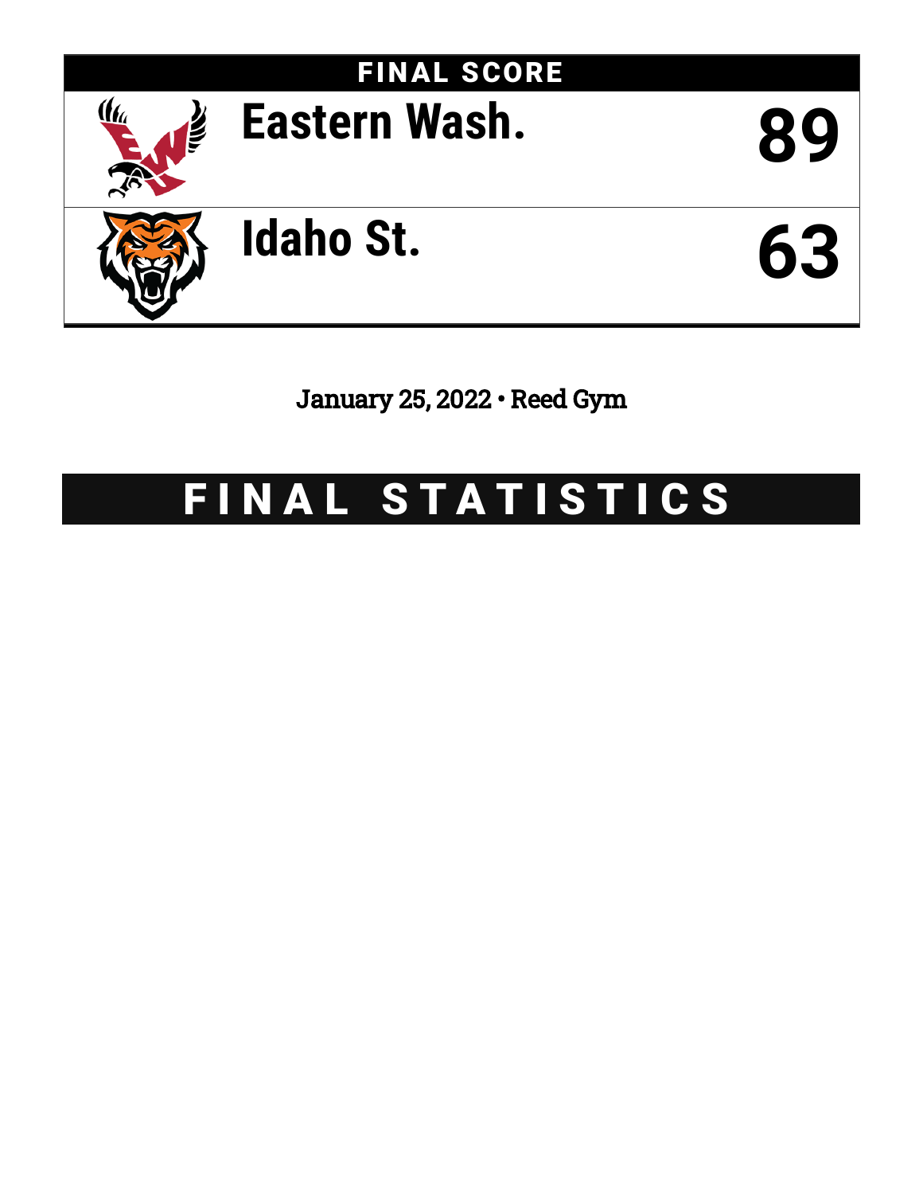# FINAL SCORE

| Team | Score |
|---|---|
| Eastern Wash. | 89 |
| Idaho St. | 63 |

January 25, 2022 • Reed Gym

# FINAL STATISTICS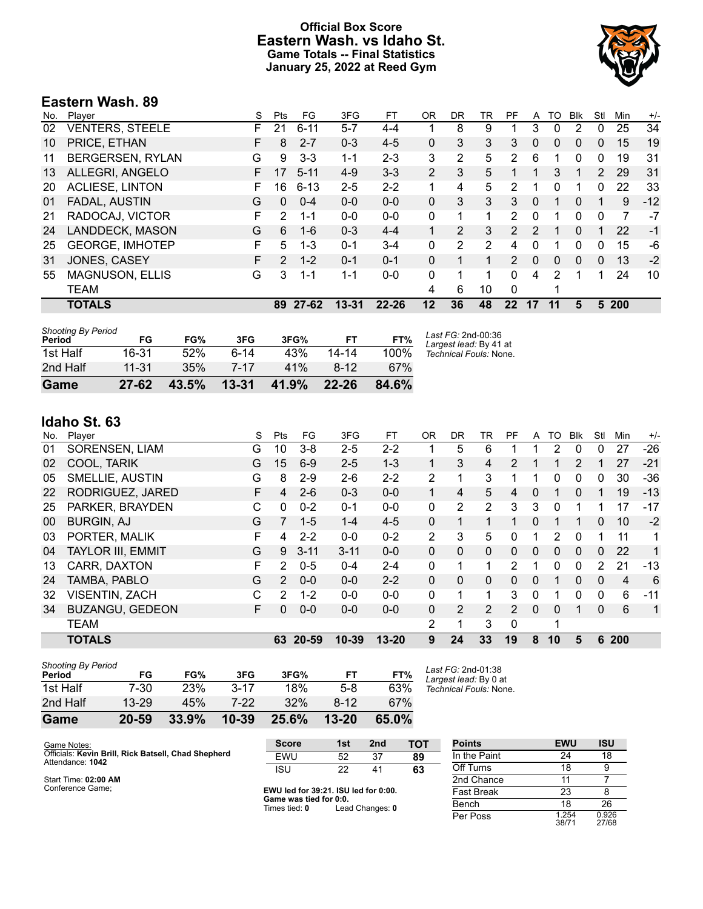# Official Box Score
# Eastern Wash. vs Idaho St.
## Game Totals -- Final Statistics
## January 25, 2022 at Reed Gym

## Eastern Wash. 89

| No. | Player | S | Pts | FG | 3FG | FT | OR | DR | TR | PF | A | TO | Blk | Stl | Min | +/- |
|---|---|---|---|---|---|---|---|---|---|---|---|---|---|---|---|---|
| 02 | VENTERS, STEELE | F | 21 | 6-11 | 5-7 | 4-4 | 1 | 8 | 9 | 1 | 3 | 0 | 2 | 0 | 25 | 34 |
| 10 | PRICE, ETHAN | F | 8 | 2-7 | 0-3 | 4-5 | 0 | 3 | 3 | 3 | 0 | 0 | 0 | 0 | 15 | 19 |
| 11 | BERGERSEN, RYLAN | G | 9 | 3-3 | 1-1 | 2-3 | 3 | 2 | 5 | 2 | 6 | 1 | 0 | 0 | 19 | 31 |
| 13 | ALLEGRI, ANGELO | F | 17 | 5-11 | 4-9 | 3-3 | 2 | 3 | 5 | 1 | 1 | 3 | 1 | 2 | 29 | 31 |
| 20 | ACLIESE, LINTON | F | 16 | 6-13 | 2-5 | 2-2 | 1 | 4 | 5 | 2 | 1 | 0 | 1 | 0 | 22 | 33 |
| 01 | FADAL, AUSTIN | G | 0 | 0-4 | 0-0 | 0-0 | 0 | 3 | 3 | 3 | 0 | 1 | 0 | 1 | 9 | -12 |
| 21 | RADOCAJ, VICTOR | F | 2 | 1-1 | 0-0 | 0-0 | 0 | 1 | 1 | 2 | 0 | 1 | 0 | 0 | 7 | -7 |
| 24 | LANDDECK, MASON | G | 6 | 1-6 | 0-3 | 4-4 | 1 | 2 | 3 | 2 | 2 | 1 | 0 | 1 | 22 | -1 |
| 25 | GEORGE, IMHOTEP | F | 5 | 1-3 | 0-1 | 3-4 | 0 | 2 | 2 | 4 | 0 | 1 | 0 | 0 | 15 | -6 |
| 31 | JONES, CASEY | F | 2 | 1-2 | 0-1 | 0-1 | 0 | 1 | 1 | 2 | 0 | 0 | 0 | 0 | 13 | -2 |
| 55 | MAGNUSON, ELLIS | G | 3 | 1-1 | 1-1 | 0-0 | 0 | 1 | 1 | 0 | 4 | 2 | 1 | 1 | 24 | 10 |
| | TEAM | | | | | | 4 | 6 | 10 | 0 | | 1 | | | | |
| | **TOTALS** | | **89** | **27-62** | **13-31** | **22-26** | **12** | **36** | **48** | **22** | **17** | **11** | **5** | **5** | **200** | |

| Shooting By Period Period | FG | FG% | 3FG | 3FG% | FT | FT% |
|---|---|---|---|---|---|---|
| 1st Half | 16-31 | 52% | 6-14 | 43% | 14-14 | 100% |
| 2nd Half | 11-31 | 35% | 7-17 | 41% | 8-12 | 67% |
| **Game** | **27-62** | **43.5%** | **13-31** | **41.9%** | **22-26** | **84.6%** |

*Last FG:* 2nd-00:36
*Largest lead:* By 41 at
*Technical Fouls:* None.

## Idaho St. 63

| No. | Player | S | Pts | FG | 3FG | FT | OR | DR | TR | PF | A | TO | Blk | Stl | Min | +/- |
|---|---|---|---|---|---|---|---|---|---|---|---|---|---|---|---|---|
| 01 | SORENSEN, LIAM | G | 10 | 3-8 | 2-5 | 2-2 | 1 | 5 | 6 | 1 | 1 | 2 | 0 | 0 | 27 | -26 |
| 02 | COOL, TARIK | G | 15 | 6-9 | 2-5 | 1-3 | 1 | 3 | 4 | 2 | 1 | 1 | 2 | 1 | 27 | -21 |
| 05 | SMELLIE, AUSTIN | G | 8 | 2-9 | 2-6 | 2-2 | 2 | 1 | 3 | 1 | 1 | 0 | 0 | 0 | 30 | -36 |
| 22 | RODRIGUEZ, JARED | F | 4 | 2-6 | 0-3 | 0-0 | 1 | 4 | 5 | 4 | 0 | 1 | 0 | 1 | 19 | -13 |
| 25 | PARKER, BRAYDEN | C | 0 | 0-2 | 0-1 | 0-0 | 0 | 2 | 2 | 3 | 3 | 0 | 1 | 1 | 17 | -17 |
| 00 | BURGIN, AJ | G | 7 | 1-5 | 1-4 | 4-5 | 0 | 1 | 1 | 1 | 0 | 1 | 1 | 0 | 10 | -2 |
| 03 | PORTER, MALIK | F | 4 | 2-2 | 0-0 | 0-2 | 2 | 3 | 5 | 0 | 1 | 2 | 0 | 1 | 11 | 1 |
| 04 | TAYLOR III, EMMIT | G | 9 | 3-11 | 3-11 | 0-0 | 0 | 0 | 0 | 0 | 0 | 0 | 0 | 0 | 22 | 1 |
| 13 | CARR, DAXTON | F | 2 | 0-5 | 0-4 | 2-4 | 0 | 1 | 1 | 2 | 1 | 0 | 0 | 2 | 21 | -13 |
| 24 | TAMBA, PABLO | G | 2 | 0-0 | 0-0 | 2-2 | 0 | 0 | 0 | 0 | 0 | 1 | 0 | 0 | 4 | 6 |
| 32 | VISENTIN, ZACH | C | 2 | 1-2 | 0-0 | 0-0 | 0 | 1 | 1 | 3 | 0 | 1 | 0 | 0 | 6 | -11 |
| 34 | BUZANGU, GEDEON | F | 0 | 0-0 | 0-0 | 0-0 | 0 | 2 | 2 | 2 | 0 | 0 | 1 | 0 | 6 | 1 |
| | TEAM | | | | | | 2 | 1 | 3 | 0 | | 1 | | | | |
| | **TOTALS** | | **63** | **20-59** | **10-39** | **13-20** | **9** | **24** | **33** | **19** | **8** | **10** | **5** | **6** | **200** | |

| Shooting By Period Period | FG | FG% | 3FG | 3FG% | FT | FT% |
|---|---|---|---|---|---|---|
| 1st Half | 7-30 | 23% | 3-17 | 18% | 5-8 | 63% |
| 2nd Half | 13-29 | 45% | 7-22 | 32% | 8-12 | 67% |
| **Game** | **20-59** | **33.9%** | **10-39** | **25.6%** | **13-20** | **65.0%** |

*Last FG:* 2nd-01:38
*Largest lead:* By 0 at
*Technical Fouls:* None.

Game Notes:
Officials: **Kevin Brill, Rick Batsell, Chad Shepherd**
Attendance: **1042**

Start Time: **02:00 AM**
Conference Game;

| Score | 1st | 2nd | TOT |
|---|---|---|---|
| EWU | 52 | 37 | **89** |
| ISU | 22 | 41 | **63** |

**EWU led for 39:21. ISU led for 0:00.**
**Game was tied for 0:0.**
Times tied: **0** Lead Changes: **0**

| Points | EWU | ISU |
|---|---|---|
| In the Paint | 24 | 18 |
| Off Turns | 18 | 9 |
| 2nd Chance | 11 | 7 |
| Fast Break | 23 | 8 |
| Bench | 18 | 26 |
| Per Poss | 1.254 38/71 | 0.926 27/68 |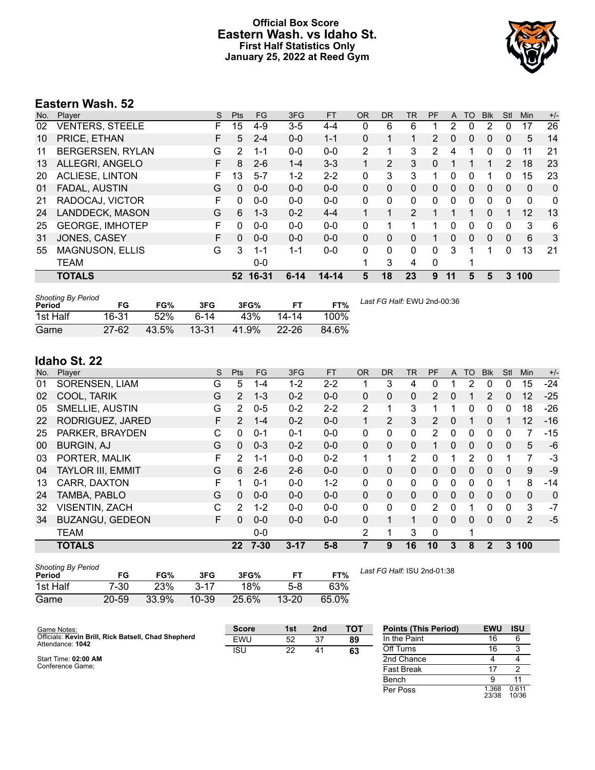# Official Box Score
# Eastern Wash. vs Idaho St.
# First Half Statistics Only
# January 25, 2022 at Reed Gym

## Eastern Wash. 52

| No. | Player | S | Pts | FG | 3FG | FT | OR | DR | TR | PF | A | TO | Blk | Stl | Min | +/- |
|---|---|---|---|---|---|---|---|---|---|---|---|---|---|---|---|---|
| 02 | VENTERS, STEELE | F | 15 | 4-9 | 3-5 | 4-4 | 0 | 6 | 6 | 1 | 2 | 0 | 2 | 0 | 17 | 26 |
| 10 | PRICE, ETHAN | F | 5 | 2-4 | 0-0 | 1-1 | 0 | 1 | 1 | 2 | 0 | 0 | 0 | 0 | 5 | 14 |
| 11 | BERGERSEN, RYLAN | G | 2 | 1-1 | 0-0 | 0-0 | 2 | 1 | 3 | 2 | 4 | 1 | 0 | 0 | 11 | 21 |
| 13 | ALLEGRI, ANGELO | F | 8 | 2-6 | 1-4 | 3-3 | 1 | 2 | 3 | 0 | 1 | 1 | 1 | 2 | 18 | 23 |
| 20 | ACLIESE, LINTON | F | 13 | 5-7 | 1-2 | 2-2 | 0 | 3 | 3 | 1 | 0 | 0 | 1 | 0 | 15 | 23 |
| 01 | FADAL, AUSTIN | G | 0 | 0-0 | 0-0 | 0-0 | 0 | 0 | 0 | 0 | 0 | 0 | 0 | 0 | 0 | 0 |
| 21 | RADOCAJ, VICTOR | F | 0 | 0-0 | 0-0 | 0-0 | 0 | 0 | 0 | 0 | 0 | 0 | 0 | 0 | 0 | 0 |
| 24 | LANDDECK, MASON | G | 6 | 1-3 | 0-2 | 4-4 | 1 | 1 | 2 | 1 | 1 | 1 | 0 | 1 | 12 | 13 |
| 25 | GEORGE, IMHOTEP | F | 0 | 0-0 | 0-0 | 0-0 | 0 | 1 | 1 | 1 | 0 | 0 | 0 | 0 | 3 | 6 |
| 31 | JONES, CASEY | F | 0 | 0-0 | 0-0 | 0-0 | 0 | 0 | 0 | 1 | 0 | 0 | 0 | 0 | 6 | 3 |
| 55 | MAGNUSON, ELLIS | G | 3 | 1-1 | 1-1 | 0-0 | 0 | 0 | 0 | 0 | 3 | 1 | 1 | 0 | 13 | 21 |
| | TEAM | | | 0-0 | | | 1 | 3 | 4 | 0 | | 1 | | | | |
| | **TOTALS** | | **52** | **16-31** | **6-14** | **14-14** | **5** | **18** | **23** | **9** | **11** | **5** | **5** | **3** | **100** | |

| Shooting By Period Period | FG | FG% | 3FG | 3FG% | FT | FT% |
|---|---|---|---|---|---|---|
| 1st Half | 16-31 | 52% | 6-14 | 43% | 14-14 | 100% |
| Game | 27-62 | 43.5% | 13-31 | 41.9% | 22-26 | 84.6% |

*Last FG Half:* EWU 2nd-00:36

## Idaho St. 22

| No. | Player | S | Pts | FG | 3FG | FT | OR | DR | TR | PF | A | TO | Blk | Stl | Min | +/- |
|---|---|---|---|---|---|---|---|---|---|---|---|---|---|---|---|---|
| 01 | SORENSEN, LIAM | G | 5 | 1-4 | 1-2 | 2-2 | 1 | 3 | 4 | 0 | 1 | 2 | 0 | 0 | 15 | -24 |
| 02 | COOL, TARIK | G | 2 | 1-3 | 0-2 | 0-0 | 0 | 0 | 0 | 2 | 0 | 1 | 2 | 0 | 12 | -25 |
| 05 | SMELLIE, AUSTIN | G | 2 | 0-5 | 0-2 | 2-2 | 2 | 1 | 3 | 1 | 1 | 0 | 0 | 0 | 18 | -26 |
| 22 | RODRIGUEZ, JARED | F | 2 | 1-4 | 0-2 | 0-0 | 1 | 2 | 3 | 2 | 0 | 1 | 0 | 1 | 12 | -16 |
| 25 | PARKER, BRAYDEN | C | 0 | 0-1 | 0-1 | 0-0 | 0 | 0 | 0 | 2 | 0 | 0 | 0 | 0 | 7 | -15 |
| 00 | BURGIN, AJ | G | 0 | 0-3 | 0-2 | 0-0 | 0 | 0 | 0 | 1 | 0 | 0 | 0 | 0 | 5 | -6 |
| 03 | PORTER, MALIK | F | 2 | 1-1 | 0-0 | 0-2 | 1 | 1 | 2 | 0 | 1 | 2 | 0 | 1 | 7 | -3 |
| 04 | TAYLOR III, EMMIT | G | 6 | 2-6 | 2-6 | 0-0 | 0 | 0 | 0 | 0 | 0 | 0 | 0 | 0 | 9 | -9 |
| 13 | CARR, DAXTON | F | 1 | 0-1 | 0-0 | 1-2 | 0 | 0 | 0 | 0 | 0 | 0 | 0 | 1 | 8 | -14 |
| 24 | TAMBA, PABLO | G | 0 | 0-0 | 0-0 | 0-0 | 0 | 0 | 0 | 0 | 0 | 0 | 0 | 0 | 0 | 0 |
| 32 | VISENTIN, ZACH | C | 2 | 1-2 | 0-0 | 0-0 | 0 | 0 | 0 | 2 | 0 | 1 | 0 | 0 | 3 | -7 |
| 34 | BUZANGU, GEDEON | F | 0 | 0-0 | 0-0 | 0-0 | 0 | 1 | 1 | 0 | 0 | 0 | 0 | 0 | 2 | -5 |
| | TEAM | | | 0-0 | | | 2 | 1 | 3 | 0 | | 1 | | | | |
| | **TOTALS** | | **22** | **7-30** | **3-17** | **5-8** | **7** | **9** | **16** | **10** | **3** | **8** | **2** | **3** | **100** | |

| Shooting By Period Period | FG | FG% | 3FG | 3FG% | FT | FT% |
|---|---|---|---|---|---|---|
| 1st Half | 7-30 | 23% | 3-17 | 18% | 5-8 | 63% |
| Game | 20-59 | 33.9% | 10-39 | 25.6% | 13-20 | 65.0% |

*Last FG Half:* ISU 2nd-01:38

Game Notes:
Officials: **Kevin Brill, Rick Batsell, Chad Shepherd**
Attendance: **1042**

Start Time: **02:00 AM**
Conference Game;

| Score | 1st | 2nd | TOT |
|---|---|---|---|
| EWU | 52 | 37 | **89** |
| ISU | 22 | 41 | **63** |

| Points (This Period) | EWU | ISU |
|---|---|---|
| In the Paint | 16 | 6 |
| Off Turns | 16 | 3 |
| 2nd Chance | 4 | 4 |
| Fast Break | 17 | 2 |
| Bench | 9 | 11 |
| Per Poss | 1.368 23/38 | 0.611 10/36 |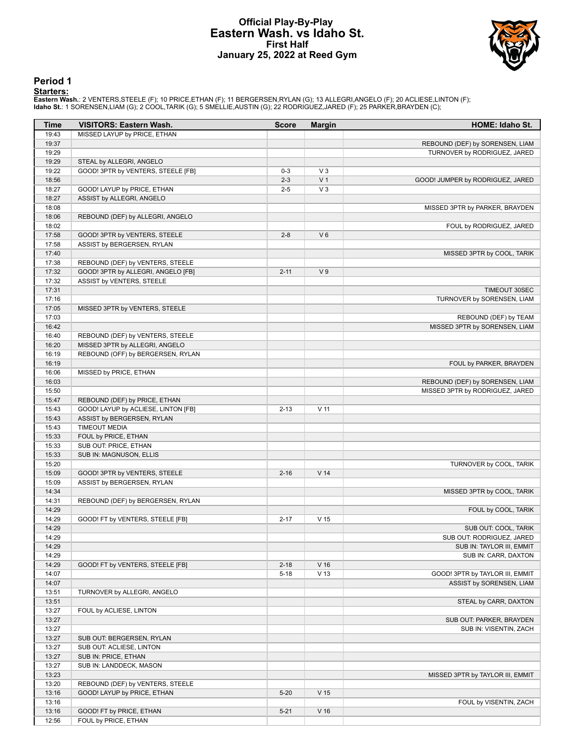# Official Play-By-Play
## Eastern Wash. vs Idaho St.
### First Half
### January 25, 2022 at Reed Gym

## Period 1

**Starters:**

**Eastern Wash.**: 2 VENTERS,STEELE (F); 10 PRICE,ETHAN (F); 11 BERGERSEN,RYLAN (G); 13 ALLEGRI,ANGELO (F); 20 ACLIESE,LINTON (F);
**Idaho St.**: 1 SORENSEN,LIAM (G); 2 COOL,TARIK (G); 5 SMELLIE,AUSTIN (G); 22 RODRIGUEZ,JARED (F); 25 PARKER,BRAYDEN (C);

| Time | VISITORS: Eastern Wash. | Score | Margin | HOME: Idaho St. |
|---|---|---|---|---|
| 19:43 | MISSED LAYUP by PRICE, ETHAN | | | |
| 19:37 | | | | REBOUND (DEF) by SORENSEN, LIAM |
| 19:29 | | | | TURNOVER by RODRIGUEZ, JARED |
| 19:29 | STEAL by ALLEGRI, ANGELO | | | |
| 19:22 | GOOD! 3PTR by VENTERS, STEELE [FB] | 0-3 | V 3 | |
| 18:56 | | 2-3 | V 1 | GOOD! JUMPER by RODRIGUEZ, JARED |
| 18:27 | GOOD! LAYUP by PRICE, ETHAN | 2-5 | V 3 | |
| 18:27 | ASSIST by ALLEGRI, ANGELO | | | |
| 18:08 | | | | MISSED 3PTR by PARKER, BRAYDEN |
| 18:06 | REBOUND (DEF) by ALLEGRI, ANGELO | | | |
| 18:02 | | | | FOUL by RODRIGUEZ, JARED |
| 17:58 | GOOD! 3PTR by VENTERS, STEELE | 2-8 | V 6 | |
| 17:58 | ASSIST by BERGERSEN, RYLAN | | | |
| 17:40 | | | | MISSED 3PTR by COOL, TARIK |
| 17:38 | REBOUND (DEF) by VENTERS, STEELE | | | |
| 17:32 | GOOD! 3PTR by ALLEGRI, ANGELO [FB] | 2-11 | V 9 | |
| 17:32 | ASSIST by VENTERS, STEELE | | | |
| 17:31 | | | | TIMEOUT 30SEC |
| 17:16 | | | | TURNOVER by SORENSEN, LIAM |
| 17:05 | MISSED 3PTR by VENTERS, STEELE | | | |
| 17:03 | | | | REBOUND (DEF) by TEAM |
| 16:42 | | | | MISSED 3PTR by SORENSEN, LIAM |
| 16:40 | REBOUND (DEF) by VENTERS, STEELE | | | |
| 16:20 | MISSED 3PTR by ALLEGRI, ANGELO | | | |
| 16:19 | REBOUND (OFF) by BERGERSEN, RYLAN | | | |
| 16:19 | | | | FOUL by PARKER, BRAYDEN |
| 16:06 | MISSED by PRICE, ETHAN | | | |
| 16:03 | | | | REBOUND (DEF) by SORENSEN, LIAM |
| 15:50 | | | | MISSED 3PTR by RODRIGUEZ, JARED |
| 15:47 | REBOUND (DEF) by PRICE, ETHAN | | | |
| 15:43 | GOOD! LAYUP by ACLIESE, LINTON [FB] | 2-13 | V 11 | |
| 15:43 | ASSIST by BERGERSEN, RYLAN | | | |
| 15:43 | TIMEOUT MEDIA | | | |
| 15:33 | FOUL by PRICE, ETHAN | | | |
| 15:33 | SUB OUT: PRICE, ETHAN | | | |
| 15:33 | SUB IN: MAGNUSON, ELLIS | | | |
| 15:20 | | | | TURNOVER by COOL, TARIK |
| 15:09 | GOOD! 3PTR by VENTERS, STEELE | 2-16 | V 14 | |
| 15:09 | ASSIST by BERGERSEN, RYLAN | | | |
| 14:34 | | | | MISSED 3PTR by COOL, TARIK |
| 14:31 | REBOUND (DEF) by BERGERSEN, RYLAN | | | |
| 14:29 | | | | FOUL by COOL, TARIK |
| 14:29 | GOOD! FT by VENTERS, STEELE [FB] | 2-17 | V 15 | |
| 14:29 | | | | SUB OUT: COOL, TARIK |
| 14:29 | | | | SUB OUT: RODRIGUEZ, JARED |
| 14:29 | | | | SUB IN: TAYLOR III, EMMIT |
| 14:29 | | | | SUB IN: CARR, DAXTON |
| 14:29 | GOOD! FT by VENTERS, STEELE [FB] | 2-18 | V 16 | |
| 14:07 | | 5-18 | V 13 | GOOD! 3PTR by TAYLOR III, EMMIT |
| 14:07 | | | | ASSIST by SORENSEN, LIAM |
| 13:51 | TURNOVER by ALLEGRI, ANGELO | | | |
| 13:51 | | | | STEAL by CARR, DAXTON |
| 13:27 | FOUL by ACLIESE, LINTON | | | |
| 13:27 | | | | SUB OUT: PARKER, BRAYDEN |
| 13:27 | | | | SUB IN: VISENTIN, ZACH |
| 13:27 | SUB OUT: BERGERSEN, RYLAN | | | |
| 13:27 | SUB OUT: ACLIESE, LINTON | | | |
| 13:27 | SUB IN: PRICE, ETHAN | | | |
| 13:27 | SUB IN: LANDDECK, MASON | | | |
| 13:23 | | | | MISSED 3PTR by TAYLOR III, EMMIT |
| 13:20 | REBOUND (DEF) by VENTERS, STEELE | | | |
| 13:16 | GOOD! LAYUP by PRICE, ETHAN | 5-20 | V 15 | |
| 13:16 | | | | FOUL by VISENTIN, ZACH |
| 13:16 | GOOD! FT by PRICE, ETHAN | 5-21 | V 16 | |
| 12:56 | FOUL by PRICE, ETHAN | | | |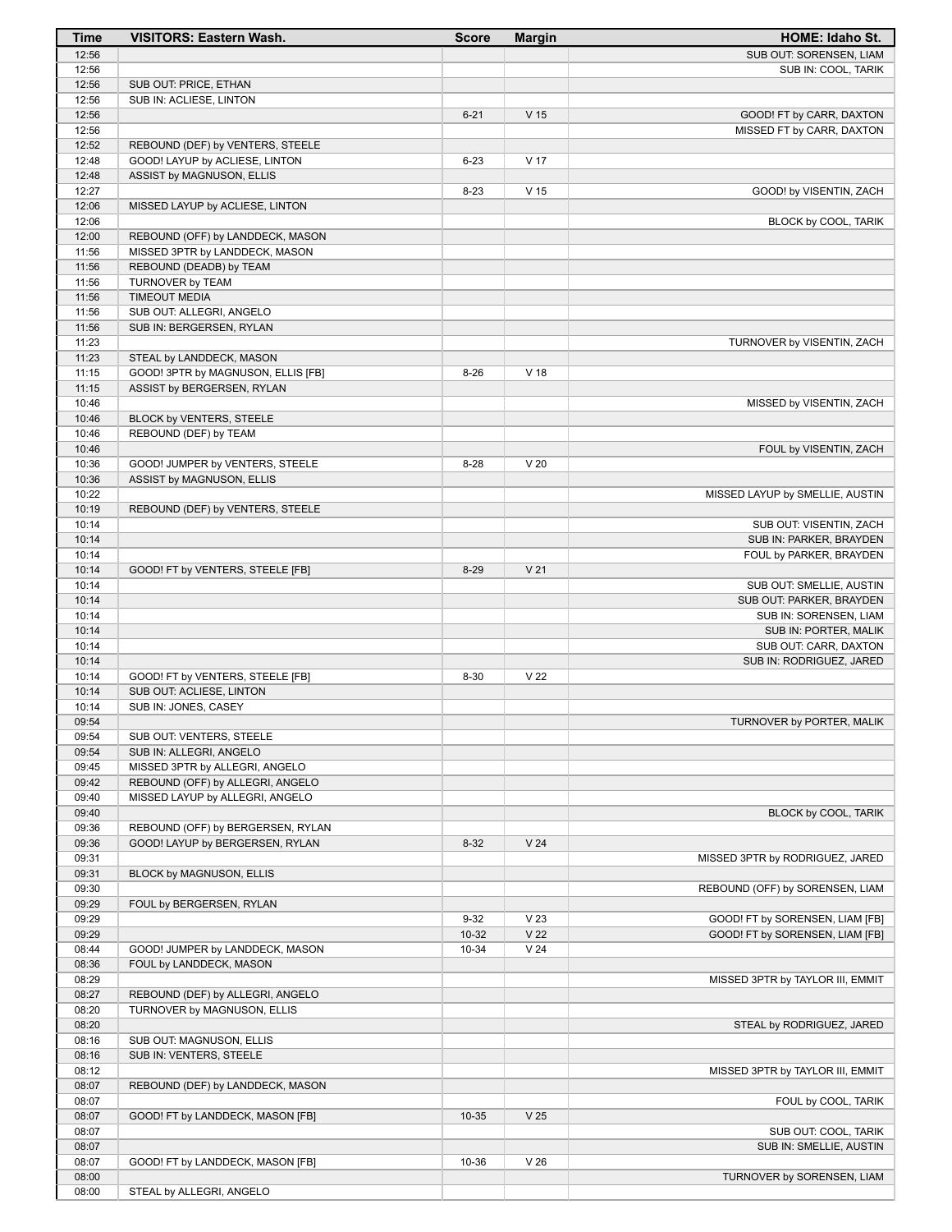| Time | VISITORS: Eastern Wash. | Score | Margin | HOME: Idaho St. |
|---|---|---|---|---|
| 12:56 | | | | SUB OUT: SORENSEN, LIAM |
| 12:56 | | | | SUB IN: COOL, TARIK |
| 12:56 | SUB OUT: PRICE, ETHAN | | | |
| 12:56 | SUB IN: ACLIESE, LINTON | | | |
| 12:56 | | 6-21 | V 15 | GOOD! FT by CARR, DAXTON |
| 12:56 | | | | MISSED FT by CARR, DAXTON |
| 12:52 | REBOUND (DEF) by VENTERS, STEELE | | | |
| 12:48 | GOOD! LAYUP by ACLIESE, LINTON | 6-23 | V 17 | |
| 12:48 | ASSIST by MAGNUSON, ELLIS | | | |
| 12:27 | | 8-23 | V 15 | GOOD! by VISENTIN, ZACH |
| 12:06 | MISSED LAYUP by ACLIESE, LINTON | | | |
| 12:06 | | | | BLOCK by COOL, TARIK |
| 12:00 | REBOUND (OFF) by LANDDECK, MASON | | | |
| 11:56 | MISSED 3PTR by LANDDECK, MASON | | | |
| 11:56 | REBOUND (DEADB) by TEAM | | | |
| 11:56 | TURNOVER by TEAM | | | |
| 11:56 | TIMEOUT MEDIA | | | |
| 11:56 | SUB OUT: ALLEGRI, ANGELO | | | |
| 11:56 | SUB IN: BERGERSEN, RYLAN | | | |
| 11:23 | | | | TURNOVER by VISENTIN, ZACH |
| 11:23 | STEAL by LANDDECK, MASON | | | |
| 11:15 | GOOD! 3PTR by MAGNUSON, ELLIS [FB] | 8-26 | V 18 | |
| 11:15 | ASSIST by BERGERSEN, RYLAN | | | |
| 10:46 | | | | MISSED by VISENTIN, ZACH |
| 10:46 | BLOCK by VENTERS, STEELE | | | |
| 10:46 | REBOUND (DEF) by TEAM | | | |
| 10:46 | | | | FOUL by VISENTIN, ZACH |
| 10:36 | GOOD! JUMPER by VENTERS, STEELE | 8-28 | V 20 | |
| 10:36 | ASSIST by MAGNUSON, ELLIS | | | |
| 10:22 | | | | MISSED LAYUP by SMELLIE, AUSTIN |
| 10:19 | REBOUND (DEF) by VENTERS, STEELE | | | |
| 10:14 | | | | SUB OUT: VISENTIN, ZACH |
| 10:14 | | | | SUB IN: PARKER, BRAYDEN |
| 10:14 | | | | FOUL by PARKER, BRAYDEN |
| 10:14 | GOOD! FT by VENTERS, STEELE [FB] | 8-29 | V 21 | |
| 10:14 | | | | SUB OUT: SMELLIE, AUSTIN |
| 10:14 | | | | SUB OUT: PARKER, BRAYDEN |
| 10:14 | | | | SUB IN: SORENSEN, LIAM |
| 10:14 | | | | SUB IN: PORTER, MALIK |
| 10:14 | | | | SUB OUT: CARR, DAXTON |
| 10:14 | | | | SUB IN: RODRIGUEZ, JARED |
| 10:14 | GOOD! FT by VENTERS, STEELE [FB] | 8-30 | V 22 | |
| 10:14 | SUB OUT: ACLIESE, LINTON | | | |
| 10:14 | SUB IN: JONES, CASEY | | | |
| 09:54 | | | | TURNOVER by PORTER, MALIK |
| 09:54 | SUB OUT: VENTERS, STEELE | | | |
| 09:54 | SUB IN: ALLEGRI, ANGELO | | | |
| 09:45 | MISSED 3PTR by ALLEGRI, ANGELO | | | |
| 09:42 | REBOUND (OFF) by ALLEGRI, ANGELO | | | |
| 09:40 | MISSED LAYUP by ALLEGRI, ANGELO | | | |
| 09:40 | | | | BLOCK by COOL, TARIK |
| 09:36 | REBOUND (OFF) by BERGERSEN, RYLAN | | | |
| 09:36 | GOOD! LAYUP by BERGERSEN, RYLAN | 8-32 | V 24 | |
| 09:31 | | | | MISSED 3PTR by RODRIGUEZ, JARED |
| 09:31 | BLOCK by MAGNUSON, ELLIS | | | |
| 09:30 | | | | REBOUND (OFF) by SORENSEN, LIAM |
| 09:29 | FOUL by BERGERSEN, RYLAN | | | |
| 09:29 | | 9-32 | V 23 | GOOD! FT by SORENSEN, LIAM [FB] |
| 09:29 | | 10-32 | V 22 | GOOD! FT by SORENSEN, LIAM [FB] |
| 08:44 | GOOD! JUMPER by LANDDECK, MASON | 10-34 | V 24 | |
| 08:36 | FOUL by LANDDECK, MASON | | | |
| 08:29 | | | | MISSED 3PTR by TAYLOR III, EMMIT |
| 08:27 | REBOUND (DEF) by ALLEGRI, ANGELO | | | |
| 08:20 | TURNOVER by MAGNUSON, ELLIS | | | |
| 08:20 | | | | STEAL by RODRIGUEZ, JARED |
| 08:16 | SUB OUT: MAGNUSON, ELLIS | | | |
| 08:16 | SUB IN: VENTERS, STEELE | | | |
| 08:12 | | | | MISSED 3PTR by TAYLOR III, EMMIT |
| 08:07 | REBOUND (DEF) by LANDDECK, MASON | | | |
| 08:07 | | | | FOUL by COOL, TARIK |
| 08:07 | GOOD! FT by LANDDECK, MASON [FB] | 10-35 | V 25 | |
| 08:07 | | | | SUB OUT: COOL, TARIK |
| 08:07 | | | | SUB IN: SMELLIE, AUSTIN |
| 08:07 | GOOD! FT by LANDDECK, MASON [FB] | 10-36 | V 26 | |
| 08:00 | | | | TURNOVER by SORENSEN, LIAM |
| 08:00 | STEAL by ALLEGRI, ANGELO | | | |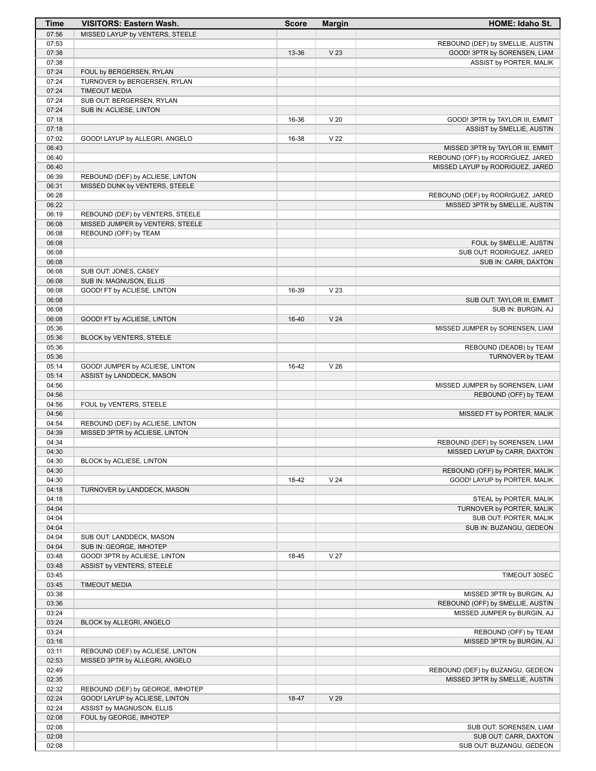| Time | VISITORS: Eastern Wash. | Score | Margin | HOME: Idaho St. |
|---|---|---|---|---|
| 07:56 | MISSED LAYUP by VENTERS, STEELE | | | |
| 07:53 | | | | REBOUND (DEF) by SMELLIE, AUSTIN |
| 07:38 | | 13-36 | V 23 | GOOD! 3PTR by SORENSEN, LIAM |
| 07:38 | | | | ASSIST by PORTER, MALIK |
| 07:24 | FOUL by BERGERSEN, RYLAN | | | |
| 07:24 | TURNOVER by BERGERSEN, RYLAN | | | |
| 07:24 | TIMEOUT MEDIA | | | |
| 07:24 | SUB OUT: BERGERSEN, RYLAN | | | |
| 07:24 | SUB IN: ACLIESE, LINTON | | | |
| 07:18 | | 16-36 | V 20 | GOOD! 3PTR by TAYLOR III, EMMIT |
| 07:18 | | | | ASSIST by SMELLIE, AUSTIN |
| 07:02 | GOOD! LAYUP by ALLEGRI, ANGELO | 16-38 | V 22 | |
| 06:43 | | | | MISSED 3PTR by TAYLOR III, EMMIT |
| 06:40 | | | | REBOUND (OFF) by RODRIGUEZ, JARED |
| 06:40 | | | | MISSED LAYUP by RODRIGUEZ, JARED |
| 06:39 | REBOUND (DEF) by ACLIESE, LINTON | | | |
| 06:31 | MISSED DUNK by VENTERS, STEELE | | | |
| 06:28 | | | | REBOUND (DEF) by RODRIGUEZ, JARED |
| 06:22 | | | | MISSED 3PTR by SMELLIE, AUSTIN |
| 06:19 | REBOUND (DEF) by VENTERS, STEELE | | | |
| 06:08 | MISSED JUMPER by VENTERS, STEELE | | | |
| 06:08 | REBOUND (OFF) by TEAM | | | |
| 06:08 | | | | FOUL by SMELLIE, AUSTIN |
| 06:08 | | | | SUB OUT: RODRIGUEZ, JARED |
| 06:08 | | | | SUB IN: CARR, DAXTON |
| 06:08 | SUB OUT: JONES, CASEY | | | |
| 06:08 | SUB IN: MAGNUSON, ELLIS | | | |
| 06:08 | GOOD! FT by ACLIESE, LINTON | 16-39 | V 23 | |
| 06:08 | | | | SUB OUT: TAYLOR III, EMMIT |
| 06:08 | | | | SUB IN: BURGIN, AJ |
| 06:08 | GOOD! FT by ACLIESE, LINTON | 16-40 | V 24 | |
| 05:36 | | | | MISSED JUMPER by SORENSEN, LIAM |
| 05:36 | BLOCK by VENTERS, STEELE | | | |
| 05:36 | | | | REBOUND (DEADB) by TEAM |
| 05:36 | | | | TURNOVER by TEAM |
| 05:14 | GOOD! JUMPER by ACLIESE, LINTON | 16-42 | V 26 | |
| 05:14 | ASSIST by LANDDECK, MASON | | | |
| 04:56 | | | | MISSED JUMPER by SORENSEN, LIAM |
| 04:56 | | | | REBOUND (OFF) by TEAM |
| 04:56 | FOUL by VENTERS, STEELE | | | |
| 04:56 | | | | MISSED FT by PORTER, MALIK |
| 04:54 | REBOUND (DEF) by ACLIESE, LINTON | | | |
| 04:39 | MISSED 3PTR by ACLIESE, LINTON | | | |
| 04:34 | | | | REBOUND (DEF) by SORENSEN, LIAM |
| 04:30 | | | | MISSED LAYUP by CARR, DAXTON |
| 04:30 | BLOCK by ACLIESE, LINTON | | | |
| 04:30 | | | | REBOUND (OFF) by PORTER, MALIK |
| 04:30 | | 18-42 | V 24 | GOOD! LAYUP by PORTER, MALIK |
| 04:18 | TURNOVER by LANDDECK, MASON | | | |
| 04:18 | | | | STEAL by PORTER, MALIK |
| 04:04 | | | | TURNOVER by PORTER, MALIK |
| 04:04 | | | | SUB OUT: PORTER, MALIK |
| 04:04 | | | | SUB IN: BUZANGU, GEDEON |
| 04:04 | SUB OUT: LANDDECK, MASON | | | |
| 04:04 | SUB IN: GEORGE, IMHOTEP | | | |
| 03:48 | GOOD! 3PTR by ACLIESE, LINTON | 18-45 | V 27 | |
| 03:48 | ASSIST by VENTERS, STEELE | | | |
| 03:45 | | | | TIMEOUT 30SEC |
| 03:45 | TIMEOUT MEDIA | | | |
| 03:38 | | | | MISSED 3PTR by BURGIN, AJ |
| 03:36 | | | | REBOUND (OFF) by SMELLIE, AUSTIN |
| 03:24 | | | | MISSED JUMPER by BURGIN, AJ |
| 03:24 | BLOCK by ALLEGRI, ANGELO | | | |
| 03:24 | | | | REBOUND (OFF) by TEAM |
| 03:16 | | | | MISSED 3PTR by BURGIN, AJ |
| 03:11 | REBOUND (DEF) by ACLIESE, LINTON | | | |
| 02:53 | MISSED 3PTR by ALLEGRI, ANGELO | | | |
| 02:49 | | | | REBOUND (DEF) by BUZANGU, GEDEON |
| 02:35 | | | | MISSED 3PTR by SMELLIE, AUSTIN |
| 02:32 | REBOUND (DEF) by GEORGE, IMHOTEP | | | |
| 02:24 | GOOD! LAYUP by ACLIESE, LINTON | 18-47 | V 29 | |
| 02:24 | ASSIST by MAGNUSON, ELLIS | | | |
| 02:08 | FOUL by GEORGE, IMHOTEP | | | |
| 02:08 | | | | SUB OUT: SORENSEN, LIAM |
| 02:08 | | | | SUB OUT: CARR, DAXTON |
| 02:08 | | | | SUB OUT: BUZANGU, GEDEON |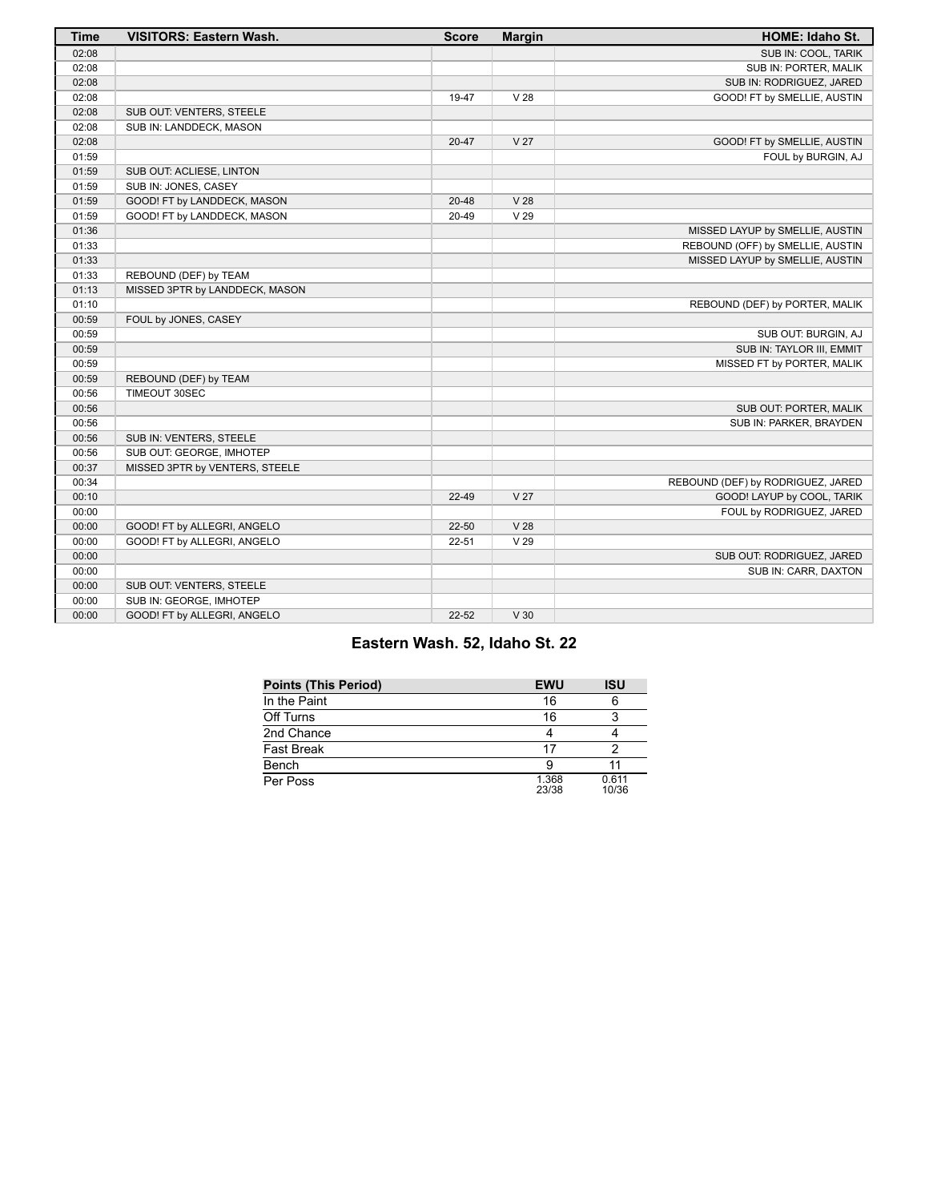| Time | VISITORS: Eastern Wash. | Score | Margin | HOME: Idaho St. |
|---|---|---|---|---|
| 02:08 | | | | SUB IN: COOL, TARIK |
| 02:08 | | | | SUB IN: PORTER, MALIK |
| 02:08 | | | | SUB IN: RODRIGUEZ, JARED |
| 02:08 | | 19-47 | V 28 | GOOD! FT by SMELLIE, AUSTIN |
| 02:08 | SUB OUT: VENTERS, STEELE | | | |
| 02:08 | SUB IN: LANDDECK, MASON | | | |
| 02:08 | | 20-47 | V 27 | GOOD! FT by SMELLIE, AUSTIN |
| 01:59 | | | | FOUL by BURGIN, AJ |
| 01:59 | SUB OUT: ACLIESE, LINTON | | | |
| 01:59 | SUB IN: JONES, CASEY | | | |
| 01:59 | GOOD! FT by LANDDECK, MASON | 20-48 | V 28 | |
| 01:59 | GOOD! FT by LANDDECK, MASON | 20-49 | V 29 | |
| 01:36 | | | | MISSED LAYUP by SMELLIE, AUSTIN |
| 01:33 | | | | REBOUND (OFF) by SMELLIE, AUSTIN |
| 01:33 | | | | MISSED LAYUP by SMELLIE, AUSTIN |
| 01:33 | REBOUND (DEF) by TEAM | | | |
| 01:13 | MISSED 3PTR by LANDDECK, MASON | | | |
| 01:10 | | | | REBOUND (DEF) by PORTER, MALIK |
| 00:59 | FOUL by JONES, CASEY | | | |
| 00:59 | | | | SUB OUT: BURGIN, AJ |
| 00:59 | | | | SUB IN: TAYLOR III, EMMIT |
| 00:59 | | | | MISSED FT by PORTER, MALIK |
| 00:59 | REBOUND (DEF) by TEAM | | | |
| 00:56 | TIMEOUT 30SEC | | | |
| 00:56 | | | | SUB OUT: PORTER, MALIK |
| 00:56 | | | | SUB IN: PARKER, BRAYDEN |
| 00:56 | SUB IN: VENTERS, STEELE | | | |
| 00:56 | SUB OUT: GEORGE, IMHOTEP | | | |
| 00:37 | MISSED 3PTR by VENTERS, STEELE | | | |
| 00:34 | | | | REBOUND (DEF) by RODRIGUEZ, JARED |
| 00:10 | | 22-49 | V 27 | GOOD! LAYUP by COOL, TARIK |
| 00:00 | | | | FOUL by RODRIGUEZ, JARED |
| 00:00 | GOOD! FT by ALLEGRI, ANGELO | 22-50 | V 28 | |
| 00:00 | GOOD! FT by ALLEGRI, ANGELO | 22-51 | V 29 | |
| 00:00 | | | | SUB OUT: RODRIGUEZ, JARED |
| 00:00 | | | | SUB IN: CARR, DAXTON |
| 00:00 | SUB OUT: VENTERS, STEELE | | | |
| 00:00 | SUB IN: GEORGE, IMHOTEP | | | |
| 00:00 | GOOD! FT by ALLEGRI, ANGELO | 22-52 | V 30 | |

## Eastern Wash. 52, Idaho St. 22

| Points (This Period) | EWU | ISU |
|---|---|---|
| In the Paint | 16 | 6 |
| Off Turns | 16 | 3 |
| 2nd Chance | 4 | 4 |
| Fast Break | 17 | 2 |
| Bench | 9 | 11 |
| Per Poss | 1.368 23/38 | 0.611 10/36 |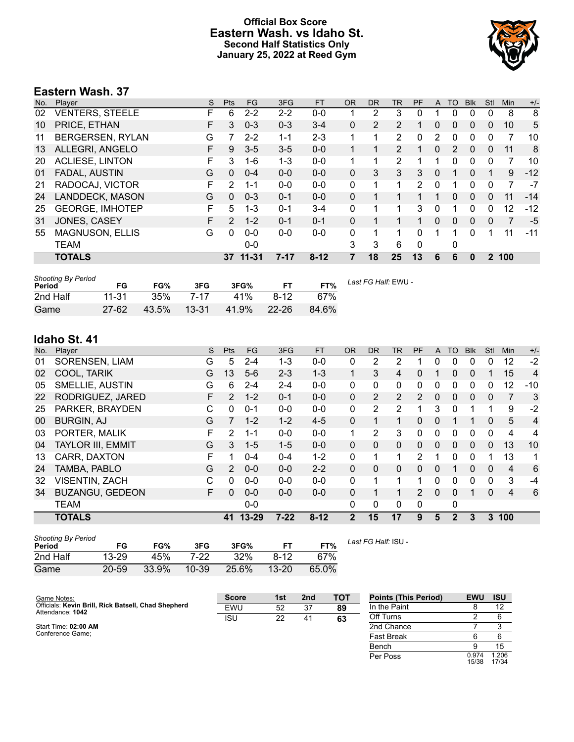# Official Box Score
# Eastern Wash. vs Idaho St.
## Second Half Statistics Only
## January 25, 2022 at Reed Gym

## Eastern Wash. 37

| No. | Player | S | Pts | FG | 3FG | FT | OR | DR | TR | PF | A | TO | Blk | Stl | Min | +/- |
|---|---|---|---|---|---|---|---|---|---|---|---|---|---|---|---|---|
| 02 | VENTERS, STEELE | F | 6 | 2-2 | 2-2 | 0-0 | 1 | 2 | 3 | 0 | 1 | 0 | 0 | 0 | 8 | 8 |
| 10 | PRICE, ETHAN | F | 3 | 0-3 | 0-3 | 3-4 | 0 | 2 | 2 | 1 | 0 | 0 | 0 | 0 | 10 | 5 |
| 11 | BERGERSEN, RYLAN | G | 7 | 2-2 | 1-1 | 2-3 | 1 | 1 | 2 | 0 | 2 | 0 | 0 | 0 | 7 | 10 |
| 13 | ALLEGRI, ANGELO | F | 9 | 3-5 | 3-5 | 0-0 | 1 | 1 | 2 | 1 | 0 | 2 | 0 | 0 | 11 | 8 |
| 20 | ACLIESE, LINTON | F | 3 | 1-6 | 1-3 | 0-0 | 1 | 1 | 2 | 1 | 1 | 0 | 0 | 0 | 7 | 10 |
| 01 | FADAL, AUSTIN | G | 0 | 0-4 | 0-0 | 0-0 | 0 | 3 | 3 | 3 | 0 | 1 | 0 | 1 | 9 | -12 |
| 21 | RADOCAJ, VICTOR | F | 2 | 1-1 | 0-0 | 0-0 | 0 | 1 | 1 | 2 | 0 | 1 | 0 | 0 | 7 | -7 |
| 24 | LANDDECK, MASON | G | 0 | 0-3 | 0-1 | 0-0 | 0 | 1 | 1 | 1 | 1 | 0 | 0 | 0 | 11 | -14 |
| 25 | GEORGE, IMHOTEP | F | 5 | 1-3 | 0-1 | 3-4 | 0 | 1 | 1 | 3 | 0 | 1 | 0 | 0 | 12 | -12 |
| 31 | JONES, CASEY | F | 2 | 1-2 | 0-1 | 0-1 | 0 | 1 | 1 | 1 | 0 | 0 | 0 | 0 | 7 | -5 |
| 55 | MAGNUSON, ELLIS | G | 0 | 0-0 | 0-0 | 0-0 | 0 | 1 | 1 | 0 | 1 | 1 | 0 | 1 | 11 | -11 |
| | TEAM | | | 0-0 | | | 3 | 3 | 6 | 0 | | 0 | | | | |
| | **TOTALS** | | **37** | **11-31** | **7-17** | **8-12** | **7** | **18** | **25** | **13** | **6** | **6** | **0** | **2** | **100** | |

*Shooting By Period*

| Period | FG | FG% | 3FG | 3FG% | FT | FT% |
|---|---|---|---|---|---|---|
| 2nd Half | 11-31 | 35% | 7-17 | 41% | 8-12 | 67% |
| Game | 27-62 | 43.5% | 13-31 | 41.9% | 22-26 | 84.6% |

*Last FG Half:* EWU -

## Idaho St. 41

| No. | Player | S | Pts | FG | 3FG | FT | OR | DR | TR | PF | A | TO | Blk | Stl | Min | +/- |
|---|---|---|---|---|---|---|---|---|---|---|---|---|---|---|---|---|
| 01 | SORENSEN, LIAM | G | 5 | 2-4 | 1-3 | 0-0 | 0 | 2 | 2 | 1 | 0 | 0 | 0 | 0 | 12 | -2 |
| 02 | COOL, TARIK | G | 13 | 5-6 | 2-3 | 1-3 | 1 | 3 | 4 | 0 | 1 | 0 | 0 | 1 | 15 | 4 |
| 05 | SMELLIE, AUSTIN | G | 6 | 2-4 | 2-4 | 0-0 | 0 | 0 | 0 | 0 | 0 | 0 | 0 | 0 | 12 | -10 |
| 22 | RODRIGUEZ, JARED | F | 2 | 1-2 | 0-1 | 0-0 | 0 | 2 | 2 | 2 | 0 | 0 | 0 | 0 | 7 | 3 |
| 25 | PARKER, BRAYDEN | C | 0 | 0-1 | 0-0 | 0-0 | 0 | 2 | 2 | 1 | 3 | 0 | 1 | 1 | 9 | -2 |
| 00 | BURGIN, AJ | G | 7 | 1-2 | 1-2 | 4-5 | 0 | 1 | 1 | 0 | 0 | 1 | 1 | 0 | 5 | 4 |
| 03 | PORTER, MALIK | F | 2 | 1-1 | 0-0 | 0-0 | 1 | 2 | 3 | 0 | 0 | 0 | 0 | 0 | 4 | 4 |
| 04 | TAYLOR III, EMMIT | G | 3 | 1-5 | 1-5 | 0-0 | 0 | 0 | 0 | 0 | 0 | 0 | 0 | 0 | 13 | 10 |
| 13 | CARR, DAXTON | F | 1 | 0-4 | 0-4 | 1-2 | 0 | 1 | 1 | 2 | 1 | 0 | 0 | 1 | 13 | 1 |
| 24 | TAMBA, PABLO | G | 2 | 0-0 | 0-0 | 2-2 | 0 | 0 | 0 | 0 | 0 | 1 | 0 | 0 | 4 | 6 |
| 32 | VISENTIN, ZACH | C | 0 | 0-0 | 0-0 | 0-0 | 0 | 1 | 1 | 1 | 0 | 0 | 0 | 0 | 3 | -4 |
| 34 | BUZANGU, GEDEON | F | 0 | 0-0 | 0-0 | 0-0 | 0 | 1 | 1 | 2 | 0 | 0 | 1 | 0 | 4 | 6 |
| | TEAM | | | 0-0 | | | 0 | 0 | 0 | 0 | | 0 | | | | |
| | **TOTALS** | | **41** | **13-29** | **7-22** | **8-12** | **2** | **15** | **17** | **9** | **5** | **2** | **3** | **3** | **100** | |

*Shooting By Period*

| Period | FG | FG% | 3FG | 3FG% | FT | FT% |
|---|---|---|---|---|---|---|
| 2nd Half | 13-29 | 45% | 7-22 | 32% | 8-12 | 67% |
| Game | 20-59 | 33.9% | 10-39 | 25.6% | 13-20 | 65.0% |

*Last FG Half:* ISU -

Game Notes:
Officials: **Kevin Brill, Rick Batsell, Chad Shepherd**
Attendance: **1042**

Start Time: **02:00 AM**
Conference Game;

| Score | 1st | 2nd | TOT |
|---|---|---|---|
| EWU | 52 | 37 | **89** |
| ISU | 22 | 41 | **63** |

| Points (This Period) | EWU | ISU |
|---|---|---|
| In the Paint | 8 | 12 |
| Off Turns | 2 | 6 |
| 2nd Chance | 7 | 3 |
| Fast Break | 6 | 6 |
| Bench | 9 | 15 |
| Per Poss | 0.974 15/38 | 1.206 17/34 |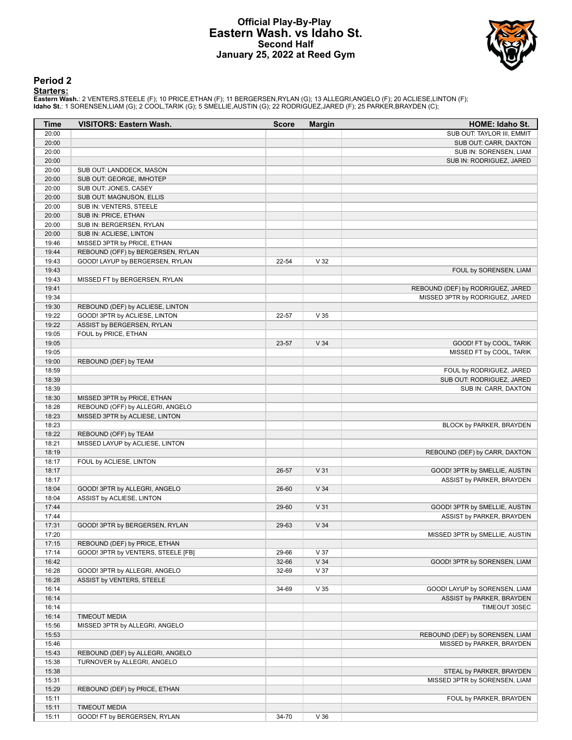# Official Play-By-Play
## Eastern Wash. vs Idaho St.
### Second Half
### January 25, 2022 at Reed Gym

## Period 2

**Starters:**

**Eastern Wash.**: 2 VENTERS,STEELE (F); 10 PRICE,ETHAN (F); 11 BERGERSEN,RYLAN (G); 13 ALLEGRI,ANGELO (F); 20 ACLIESE,LINTON (F);
**Idaho St.**: 1 SORENSEN,LIAM (G); 2 COOL,TARIK (G); 5 SMELLIE,AUSTIN (G); 22 RODRIGUEZ,JARED (F); 25 PARKER,BRAYDEN (C);

| Time | VISITORS: Eastern Wash. | Score | Margin | HOME: Idaho St. |
|---|---|---|---|---|
| 20:00 | | | | SUB OUT: TAYLOR III, EMMIT |
| 20:00 | | | | SUB OUT: CARR, DAXTON |
| 20:00 | | | | SUB IN: SORENSEN, LIAM |
| 20:00 | | | | SUB IN: RODRIGUEZ, JARED |
| 20:00 | SUB OUT: LANDDECK, MASON | | | |
| 20:00 | SUB OUT: GEORGE, IMHOTEP | | | |
| 20:00 | SUB OUT: JONES, CASEY | | | |
| 20:00 | SUB OUT: MAGNUSON, ELLIS | | | |
| 20:00 | SUB IN: VENTERS, STEELE | | | |
| 20:00 | SUB IN: PRICE, ETHAN | | | |
| 20:00 | SUB IN: BERGERSEN, RYLAN | | | |
| 20:00 | SUB IN: ACLIESE, LINTON | | | |
| 19:46 | MISSED 3PTR by PRICE, ETHAN | | | |
| 19:44 | REBOUND (OFF) by BERGERSEN, RYLAN | | | |
| 19:43 | GOOD! LAYUP by BERGERSEN, RYLAN | 22-54 | V 32 | |
| 19:43 | | | | FOUL by SORENSEN, LIAM |
| 19:43 | MISSED FT by BERGERSEN, RYLAN | | | |
| 19:41 | | | | REBOUND (DEF) by RODRIGUEZ, JARED |
| 19:34 | | | | MISSED 3PTR by RODRIGUEZ, JARED |
| 19:30 | REBOUND (DEF) by ACLIESE, LINTON | | | |
| 19:22 | GOOD! 3PTR by ACLIESE, LINTON | 22-57 | V 35 | |
| 19:22 | ASSIST by BERGERSEN, RYLAN | | | |
| 19:05 | FOUL by PRICE, ETHAN | | | |
| 19:05 | | 23-57 | V 34 | GOOD! FT by COOL, TARIK |
| 19:05 | | | | MISSED FT by COOL, TARIK |
| 19:00 | REBOUND (DEF) by TEAM | | | |
| 18:59 | | | | FOUL by RODRIGUEZ, JARED |
| 18:39 | | | | SUB OUT: RODRIGUEZ, JARED |
| 18:39 | | | | SUB IN: CARR, DAXTON |
| 18:30 | MISSED 3PTR by PRICE, ETHAN | | | |
| 18:28 | REBOUND (OFF) by ALLEGRI, ANGELO | | | |
| 18:23 | MISSED 3PTR by ACLIESE, LINTON | | | |
| 18:23 | | | | BLOCK by PARKER, BRAYDEN |
| 18:22 | REBOUND (OFF) by TEAM | | | |
| 18:21 | MISSED LAYUP by ACLIESE, LINTON | | | |
| 18:19 | | | | REBOUND (DEF) by CARR, DAXTON |
| 18:17 | FOUL by ACLIESE, LINTON | | | |
| 18:17 | | 26-57 | V 31 | GOOD! 3PTR by SMELLIE, AUSTIN |
| 18:17 | | | | ASSIST by PARKER, BRAYDEN |
| 18:04 | GOOD! 3PTR by ALLEGRI, ANGELO | 26-60 | V 34 | |
| 18:04 | ASSIST by ACLIESE, LINTON | | | |
| 17:44 | | 29-60 | V 31 | GOOD! 3PTR by SMELLIE, AUSTIN |
| 17:44 | | | | ASSIST by PARKER, BRAYDEN |
| 17:31 | GOOD! 3PTR by BERGERSEN, RYLAN | 29-63 | V 34 | |
| 17:20 | | | | MISSED 3PTR by SMELLIE, AUSTIN |
| 17:15 | REBOUND (DEF) by PRICE, ETHAN | | | |
| 17:14 | GOOD! 3PTR by VENTERS, STEELE [FB] | 29-66 | V 37 | |
| 16:42 | | 32-66 | V 34 | GOOD! 3PTR by SORENSEN, LIAM |
| 16:28 | GOOD! 3PTR by ALLEGRI, ANGELO | 32-69 | V 37 | |
| 16:28 | ASSIST by VENTERS, STEELE | | | |
| 16:14 | | 34-69 | V 35 | GOOD! LAYUP by SORENSEN, LIAM |
| 16:14 | | | | ASSIST by PARKER, BRAYDEN |
| 16:14 | | | | TIMEOUT 30SEC |
| 16:14 | TIMEOUT MEDIA | | | |
| 15:56 | MISSED 3PTR by ALLEGRI, ANGELO | | | |
| 15:53 | | | | REBOUND (DEF) by SORENSEN, LIAM |
| 15:46 | | | | MISSED by PARKER, BRAYDEN |
| 15:43 | REBOUND (DEF) by ALLEGRI, ANGELO | | | |
| 15:38 | TURNOVER by ALLEGRI, ANGELO | | | |
| 15:38 | | | | STEAL by PARKER, BRAYDEN |
| 15:31 | | | | MISSED 3PTR by SORENSEN, LIAM |
| 15:29 | REBOUND (DEF) by PRICE, ETHAN | | | |
| 15:11 | | | | FOUL by PARKER, BRAYDEN |
| 15:11 | TIMEOUT MEDIA | | | |
| 15:11 | GOOD! FT by BERGERSEN, RYLAN | 34-70 | V 36 | |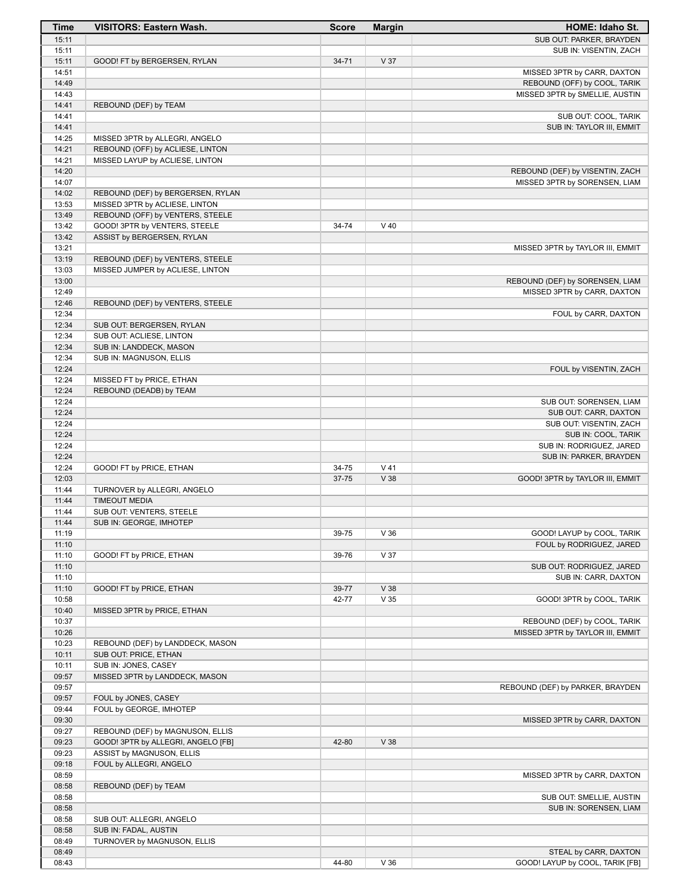| Time | VISITORS: Eastern Wash. | Score | Margin | HOME: Idaho St. |
|---|---|---|---|---|
| 15:11 | | | | SUB OUT: PARKER, BRAYDEN |
| 15:11 | | | | SUB IN: VISENTIN, ZACH |
| 15:11 | GOOD! FT by BERGERSEN, RYLAN | 34-71 | V 37 | |
| 14:51 | | | | MISSED 3PTR by CARR, DAXTON |
| 14:49 | | | | REBOUND (OFF) by COOL, TARIK |
| 14:43 | | | | MISSED 3PTR by SMELLIE, AUSTIN |
| 14:41 | REBOUND (DEF) by TEAM | | | |
| 14:41 | | | | SUB OUT: COOL, TARIK |
| 14:41 | | | | SUB IN: TAYLOR III, EMMIT |
| 14:25 | MISSED 3PTR by ALLEGRI, ANGELO | | | |
| 14:21 | REBOUND (OFF) by ACLIESE, LINTON | | | |
| 14:21 | MISSED LAYUP by ACLIESE, LINTON | | | |
| 14:20 | | | | REBOUND (DEF) by VISENTIN, ZACH |
| 14:07 | | | | MISSED 3PTR by SORENSEN, LIAM |
| 14:02 | REBOUND (DEF) by BERGERSEN, RYLAN | | | |
| 13:53 | MISSED 3PTR by ACLIESE, LINTON | | | |
| 13:49 | REBOUND (OFF) by VENTERS, STEELE | | | |
| 13:42 | GOOD! 3PTR by VENTERS, STEELE | 34-74 | V 40 | |
| 13:42 | ASSIST by BERGERSEN, RYLAN | | | |
| 13:21 | | | | MISSED 3PTR by TAYLOR III, EMMIT |
| 13:19 | REBOUND (DEF) by VENTERS, STEELE | | | |
| 13:03 | MISSED JUMPER by ACLIESE, LINTON | | | |
| 13:00 | | | | REBOUND (DEF) by SORENSEN, LIAM |
| 12:49 | | | | MISSED 3PTR by CARR, DAXTON |
| 12:46 | REBOUND (DEF) by VENTERS, STEELE | | | |
| 12:34 | | | | FOUL by CARR, DAXTON |
| 12:34 | SUB OUT: BERGERSEN, RYLAN | | | |
| 12:34 | SUB OUT: ACLIESE, LINTON | | | |
| 12:34 | SUB IN: LANDDECK, MASON | | | |
| 12:34 | SUB IN: MAGNUSON, ELLIS | | | |
| 12:24 | | | | FOUL by VISENTIN, ZACH |
| 12:24 | MISSED FT by PRICE, ETHAN | | | |
| 12:24 | REBOUND (DEADB) by TEAM | | | |
| 12:24 | | | | SUB OUT: SORENSEN, LIAM |
| 12:24 | | | | SUB OUT: CARR, DAXTON |
| 12:24 | | | | SUB OUT: VISENTIN, ZACH |
| 12:24 | | | | SUB IN: COOL, TARIK |
| 12:24 | | | | SUB IN: RODRIGUEZ, JARED |
| 12:24 | | | | SUB IN: PARKER, BRAYDEN |
| 12:24 | GOOD! FT by PRICE, ETHAN | 34-75 | V 41 | |
| 12:03 | | 37-75 | V 38 | GOOD! 3PTR by TAYLOR III, EMMIT |
| 11:44 | TURNOVER by ALLEGRI, ANGELO | | | |
| 11:44 | TIMEOUT MEDIA | | | |
| 11:44 | SUB OUT: VENTERS, STEELE | | | |
| 11:44 | SUB IN: GEORGE, IMHOTEP | | | |
| 11:19 | | 39-75 | V 36 | GOOD! LAYUP by COOL, TARIK |
| 11:10 | | | | FOUL by RODRIGUEZ, JARED |
| 11:10 | GOOD! FT by PRICE, ETHAN | 39-76 | V 37 | |
| 11:10 | | | | SUB OUT: RODRIGUEZ, JARED |
| 11:10 | | | | SUB IN: CARR, DAXTON |
| 11:10 | GOOD! FT by PRICE, ETHAN | 39-77 | V 38 | |
| 10:58 | | 42-77 | V 35 | GOOD! 3PTR by COOL, TARIK |
| 10:40 | MISSED 3PTR by PRICE, ETHAN | | | |
| 10:37 | | | | REBOUND (DEF) by COOL, TARIK |
| 10:26 | | | | MISSED 3PTR by TAYLOR III, EMMIT |
| 10:23 | REBOUND (DEF) by LANDDECK, MASON | | | |
| 10:11 | SUB OUT: PRICE, ETHAN | | | |
| 10:11 | SUB IN: JONES, CASEY | | | |
| 09:57 | MISSED 3PTR by LANDDECK, MASON | | | |
| 09:57 | | | | REBOUND (DEF) by PARKER, BRAYDEN |
| 09:57 | FOUL by JONES, CASEY | | | |
| 09:44 | FOUL by GEORGE, IMHOTEP | | | |
| 09:30 | | | | MISSED 3PTR by CARR, DAXTON |
| 09:27 | REBOUND (DEF) by MAGNUSON, ELLIS | | | |
| 09:23 | GOOD! 3PTR by ALLEGRI, ANGELO [FB] | 42-80 | V 38 | |
| 09:23 | ASSIST by MAGNUSON, ELLIS | | | |
| 09:18 | FOUL by ALLEGRI, ANGELO | | | |
| 08:59 | | | | MISSED 3PTR by CARR, DAXTON |
| 08:58 | REBOUND (DEF) by TEAM | | | |
| 08:58 | | | | SUB OUT: SMELLIE, AUSTIN |
| 08:58 | | | | SUB IN: SORENSEN, LIAM |
| 08:58 | SUB OUT: ALLEGRI, ANGELO | | | |
| 08:58 | SUB IN: FADAL, AUSTIN | | | |
| 08:49 | TURNOVER by MAGNUSON, ELLIS | | | |
| 08:49 | | | | STEAL by CARR, DAXTON |
| 08:43 | | 44-80 | V 36 | GOOD! LAYUP by COOL, TARIK [FB] |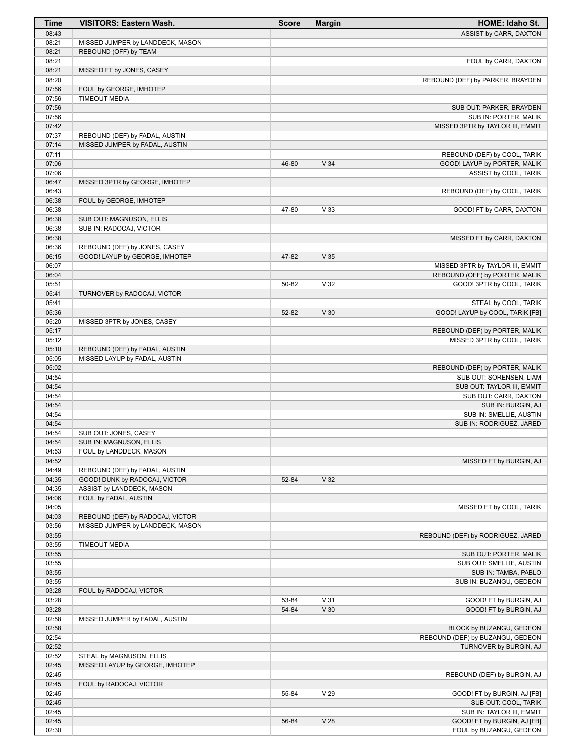| Time | VISITORS: Eastern Wash. | Score | Margin | HOME: Idaho St. |
|---|---|---|---|---|
| 08:43 | | | | ASSIST by CARR, DAXTON |
| 08:21 | MISSED JUMPER by LANDDECK, MASON | | | |
| 08:21 | REBOUND (OFF) by TEAM | | | |
| 08:21 | | | | FOUL by CARR, DAXTON |
| 08:21 | MISSED FT by JONES, CASEY | | | |
| 08:20 | | | | REBOUND (DEF) by PARKER, BRAYDEN |
| 07:56 | FOUL by GEORGE, IMHOTEP | | | |
| 07:56 | TIMEOUT MEDIA | | | |
| 07:56 | | | | SUB OUT: PARKER, BRAYDEN |
| 07:56 | | | | SUB IN: PORTER, MALIK |
| 07:42 | | | | MISSED 3PTR by TAYLOR III, EMMIT |
| 07:37 | REBOUND (DEF) by FADAL, AUSTIN | | | |
| 07:14 | MISSED JUMPER by FADAL, AUSTIN | | | |
| 07:11 | | | | REBOUND (DEF) by COOL, TARIK |
| 07:06 | | 46-80 | V 34 | GOOD! LAYUP by PORTER, MALIK |
| 07:06 | | | | ASSIST by COOL, TARIK |
| 06:47 | MISSED 3PTR by GEORGE, IMHOTEP | | | |
| 06:43 | | | | REBOUND (DEF) by COOL, TARIK |
| 06:38 | FOUL by GEORGE, IMHOTEP | | | |
| 06:38 | | 47-80 | V 33 | GOOD! FT by CARR, DAXTON |
| 06:38 | SUB OUT: MAGNUSON, ELLIS | | | |
| 06:38 | SUB IN: RADOCAJ, VICTOR | | | |
| 06:38 | | | | MISSED FT by CARR, DAXTON |
| 06:36 | REBOUND (DEF) by JONES, CASEY | | | |
| 06:15 | GOOD! LAYUP by GEORGE, IMHOTEP | 47-82 | V 35 | |
| 06:07 | | | | MISSED 3PTR by TAYLOR III, EMMIT |
| 06:04 | | | | REBOUND (OFF) by PORTER, MALIK |
| 05:51 | | 50-82 | V 32 | GOOD! 3PTR by COOL, TARIK |
| 05:41 | TURNOVER by RADOCAJ, VICTOR | | | |
| 05:41 | | | | STEAL by COOL, TARIK |
| 05:36 | | 52-82 | V 30 | GOOD! LAYUP by COOL, TARIK [FB] |
| 05:20 | MISSED 3PTR by JONES, CASEY | | | |
| 05:17 | | | | REBOUND (DEF) by PORTER, MALIK |
| 05:12 | | | | MISSED 3PTR by COOL, TARIK |
| 05:10 | REBOUND (DEF) by FADAL, AUSTIN | | | |
| 05:05 | MISSED LAYUP by FADAL, AUSTIN | | | |
| 05:02 | | | | REBOUND (DEF) by PORTER, MALIK |
| 04:54 | | | | SUB OUT: SORENSEN, LIAM |
| 04:54 | | | | SUB OUT: TAYLOR III, EMMIT |
| 04:54 | | | | SUB OUT: CARR, DAXTON |
| 04:54 | | | | SUB IN: BURGIN, AJ |
| 04:54 | | | | SUB IN: SMELLIE, AUSTIN |
| 04:54 | | | | SUB IN: RODRIGUEZ, JARED |
| 04:54 | SUB OUT: JONES, CASEY | | | |
| 04:54 | SUB IN: MAGNUSON, ELLIS | | | |
| 04:53 | FOUL by LANDDECK, MASON | | | |
| 04:52 | | | | MISSED FT by BURGIN, AJ |
| 04:49 | REBOUND (DEF) by FADAL, AUSTIN | | | |
| 04:35 | GOOD! DUNK by RADOCAJ, VICTOR | 52-84 | V 32 | |
| 04:35 | ASSIST by LANDDECK, MASON | | | |
| 04:06 | FOUL by FADAL, AUSTIN | | | |
| 04:05 | | | | MISSED FT by COOL, TARIK |
| 04:03 | REBOUND (DEF) by RADOCAJ, VICTOR | | | |
| 03:56 | MISSED JUMPER by LANDDECK, MASON | | | |
| 03:55 | | | | REBOUND (DEF) by RODRIGUEZ, JARED |
| 03:55 | TIMEOUT MEDIA | | | |
| 03:55 | | | | SUB OUT: PORTER, MALIK |
| 03:55 | | | | SUB OUT: SMELLIE, AUSTIN |
| 03:55 | | | | SUB IN: TAMBA, PABLO |
| 03:55 | | | | SUB IN: BUZANGU, GEDEON |
| 03:28 | FOUL by RADOCAJ, VICTOR | | | |
| 03:28 | | 53-84 | V 31 | GOOD! FT by BURGIN, AJ |
| 03:28 | | 54-84 | V 30 | GOOD! FT by BURGIN, AJ |
| 02:58 | MISSED JUMPER by FADAL, AUSTIN | | | |
| 02:58 | | | | BLOCK by BUZANGU, GEDEON |
| 02:54 | | | | REBOUND (DEF) by BUZANGU, GEDEON |
| 02:52 | | | | TURNOVER by BURGIN, AJ |
| 02:52 | STEAL by MAGNUSON, ELLIS | | | |
| 02:45 | MISSED LAYUP by GEORGE, IMHOTEP | | | |
| 02:45 | | | | REBOUND (DEF) by BURGIN, AJ |
| 02:45 | FOUL by RADOCAJ, VICTOR | | | |
| 02:45 | | 55-84 | V 29 | GOOD! FT by BURGIN, AJ [FB] |
| 02:45 | | | | SUB OUT: COOL, TARIK |
| 02:45 | | | | SUB IN: TAYLOR III, EMMIT |
| 02:45 | | 56-84 | V 28 | GOOD! FT by BURGIN, AJ [FB] |
| 02:30 | | | | FOUL by BUZANGU, GEDEON |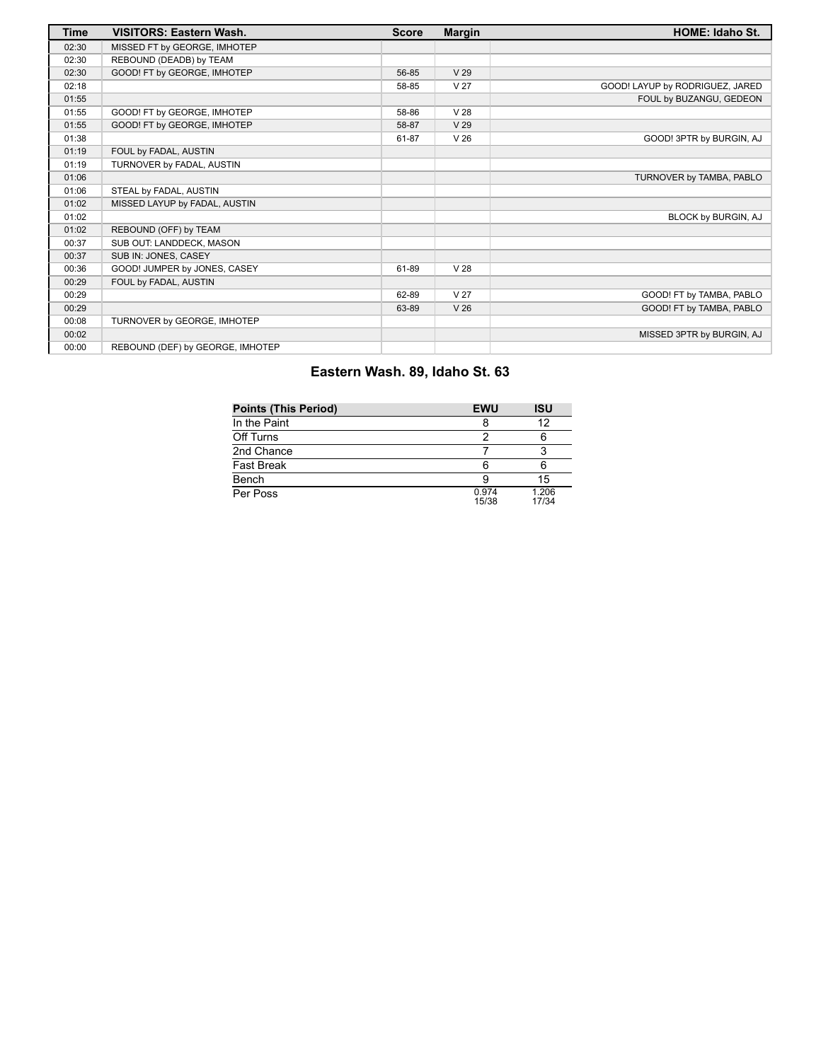| Time | VISITORS: Eastern Wash. | Score | Margin | HOME: Idaho St. |
| --- | --- | --- | --- | --- |
| 02:30 | MISSED FT by GEORGE, IMHOTEP | | | |
| 02:30 | REBOUND (DEADB) by TEAM | | | |
| 02:30 | GOOD! FT by GEORGE, IMHOTEP | 56-85 | V 29 | |
| 02:18 | | 58-85 | V 27 | GOOD! LAYUP by RODRIGUEZ, JARED |
| 01:55 | | | | FOUL by BUZANGU, GEDEON |
| 01:55 | GOOD! FT by GEORGE, IMHOTEP | 58-86 | V 28 | |
| 01:55 | GOOD! FT by GEORGE, IMHOTEP | 58-87 | V 29 | |
| 01:38 | | 61-87 | V 26 | GOOD! 3PTR by BURGIN, AJ |
| 01:19 | FOUL by FADAL, AUSTIN | | | |
| 01:19 | TURNOVER by FADAL, AUSTIN | | | |
| 01:06 | | | | TURNOVER by TAMBA, PABLO |
| 01:06 | STEAL by FADAL, AUSTIN | | | |
| 01:02 | MISSED LAYUP by FADAL, AUSTIN | | | |
| 01:02 | | | | BLOCK by BURGIN, AJ |
| 01:02 | REBOUND (OFF) by TEAM | | | |
| 00:37 | SUB OUT: LANDDECK, MASON | | | |
| 00:37 | SUB IN: JONES, CASEY | | | |
| 00:36 | GOOD! JUMPER by JONES, CASEY | 61-89 | V 28 | |
| 00:29 | FOUL by FADAL, AUSTIN | | | |
| 00:29 | | 62-89 | V 27 | GOOD! FT by TAMBA, PABLO |
| 00:29 | | 63-89 | V 26 | GOOD! FT by TAMBA, PABLO |
| 00:08 | TURNOVER by GEORGE, IMHOTEP | | | |
| 00:02 | | | | MISSED 3PTR by BURGIN, AJ |
| 00:00 | REBOUND (DEF) by GEORGE, IMHOTEP | | | |

## Eastern Wash. 89, Idaho St. 63

| Points (This Period) | EWU | ISU |
| --- | --- | --- |
| In the Paint | 8 | 12 |
| Off Turns | 2 | 6 |
| 2nd Chance | 7 | 3 |
| Fast Break | 6 | 6 |
| Bench | 9 | 15 |
| Per Poss | 0.974 15/38 | 1.206 17/34 |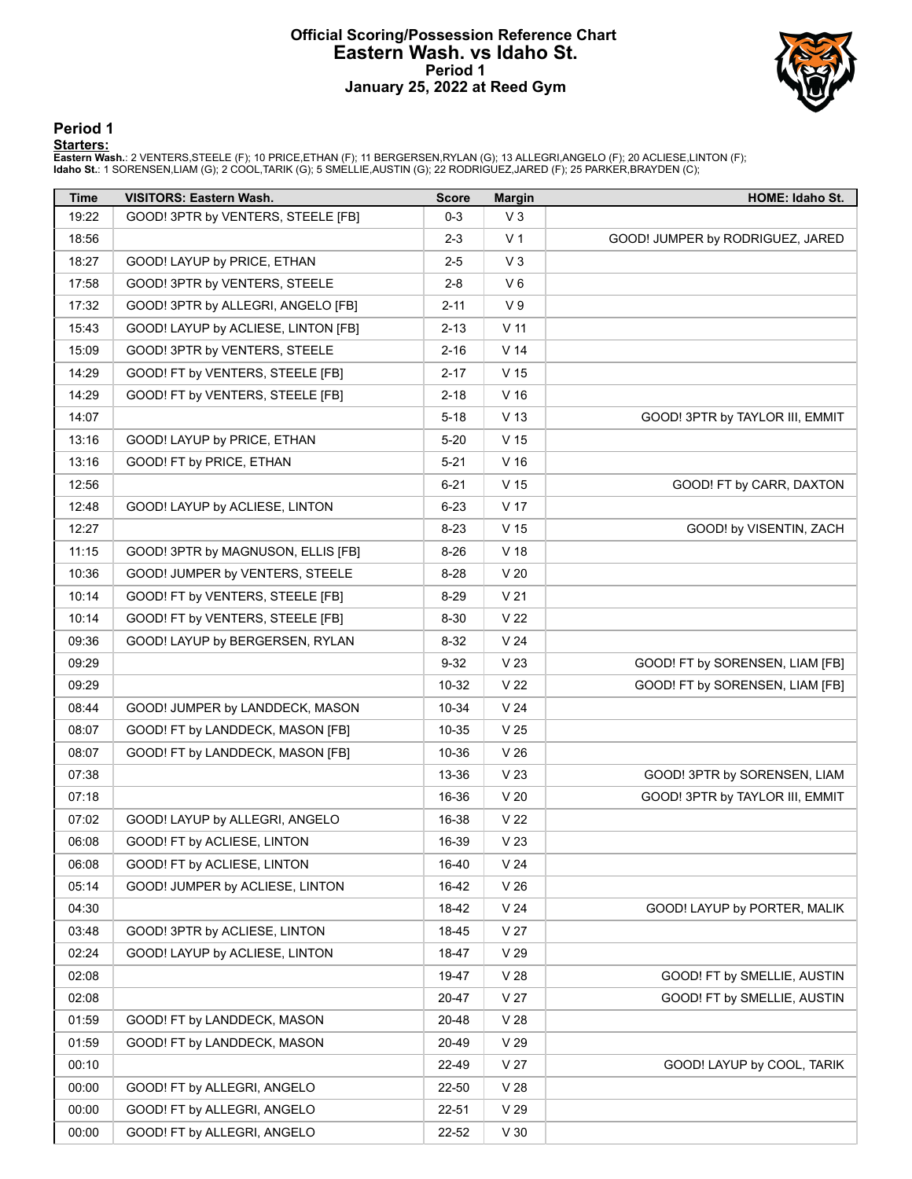# Official Scoring/Possession Reference Chart
# Eastern Wash. vs Idaho St.
# Period 1
# January 25, 2022 at Reed Gym

## Period 1

**Starters:**

**Eastern Wash.**: 2 VENTERS,STEELE (F); 10 PRICE,ETHAN (F); 11 BERGERSEN,RYLAN (G); 13 ALLEGRI,ANGELO (F); 20 ACLIESE,LINTON (F);
**Idaho St.**: 1 SORENSEN,LIAM (G); 2 COOL,TARIK (G); 5 SMELLIE,AUSTIN (G); 22 RODRIGUEZ,JARED (F); 25 PARKER,BRAYDEN (C);

| Time | VISITORS: Eastern Wash. | Score | Margin | HOME: Idaho St. |
|---|---|---|---|---|
| 19:22 | GOOD! 3PTR by VENTERS, STEELE [FB] | 0-3 | V 3 | |
| 18:56 | | 2-3 | V 1 | GOOD! JUMPER by RODRIGUEZ, JARED |
| 18:27 | GOOD! LAYUP by PRICE, ETHAN | 2-5 | V 3 | |
| 17:58 | GOOD! 3PTR by VENTERS, STEELE | 2-8 | V 6 | |
| 17:32 | GOOD! 3PTR by ALLEGRI, ANGELO [FB] | 2-11 | V 9 | |
| 15:43 | GOOD! LAYUP by ACLIESE, LINTON [FB] | 2-13 | V 11 | |
| 15:09 | GOOD! 3PTR by VENTERS, STEELE | 2-16 | V 14 | |
| 14:29 | GOOD! FT by VENTERS, STEELE [FB] | 2-17 | V 15 | |
| 14:29 | GOOD! FT by VENTERS, STEELE [FB] | 2-18 | V 16 | |
| 14:07 | | 5-18 | V 13 | GOOD! 3PTR by TAYLOR III, EMMIT |
| 13:16 | GOOD! LAYUP by PRICE, ETHAN | 5-20 | V 15 | |
| 13:16 | GOOD! FT by PRICE, ETHAN | 5-21 | V 16 | |
| 12:56 | | 6-21 | V 15 | GOOD! FT by CARR, DAXTON |
| 12:48 | GOOD! LAYUP by ACLIESE, LINTON | 6-23 | V 17 | |
| 12:27 | | 8-23 | V 15 | GOOD! by VISENTIN, ZACH |
| 11:15 | GOOD! 3PTR by MAGNUSON, ELLIS [FB] | 8-26 | V 18 | |
| 10:36 | GOOD! JUMPER by VENTERS, STEELE | 8-28 | V 20 | |
| 10:14 | GOOD! FT by VENTERS, STEELE [FB] | 8-29 | V 21 | |
| 10:14 | GOOD! FT by VENTERS, STEELE [FB] | 8-30 | V 22 | |
| 09:36 | GOOD! LAYUP by BERGERSEN, RYLAN | 8-32 | V 24 | |
| 09:29 | | 9-32 | V 23 | GOOD! FT by SORENSEN, LIAM [FB] |
| 09:29 | | 10-32 | V 22 | GOOD! FT by SORENSEN, LIAM [FB] |
| 08:44 | GOOD! JUMPER by LANDDECK, MASON | 10-34 | V 24 | |
| 08:07 | GOOD! FT by LANDDECK, MASON [FB] | 10-35 | V 25 | |
| 08:07 | GOOD! FT by LANDDECK, MASON [FB] | 10-36 | V 26 | |
| 07:38 | | 13-36 | V 23 | GOOD! 3PTR by SORENSEN, LIAM |
| 07:18 | | 16-36 | V 20 | GOOD! 3PTR by TAYLOR III, EMMIT |
| 07:02 | GOOD! LAYUP by ALLEGRI, ANGELO | 16-38 | V 22 | |
| 06:08 | GOOD! FT by ACLIESE, LINTON | 16-39 | V 23 | |
| 06:08 | GOOD! FT by ACLIESE, LINTON | 16-40 | V 24 | |
| 05:14 | GOOD! JUMPER by ACLIESE, LINTON | 16-42 | V 26 | |
| 04:30 | | 18-42 | V 24 | GOOD! LAYUP by PORTER, MALIK |
| 03:48 | GOOD! 3PTR by ACLIESE, LINTON | 18-45 | V 27 | |
| 02:24 | GOOD! LAYUP by ACLIESE, LINTON | 18-47 | V 29 | |
| 02:08 | | 19-47 | V 28 | GOOD! FT by SMELLIE, AUSTIN |
| 02:08 | | 20-47 | V 27 | GOOD! FT by SMELLIE, AUSTIN |
| 01:59 | GOOD! FT by LANDDECK, MASON | 20-48 | V 28 | |
| 01:59 | GOOD! FT by LANDDECK, MASON | 20-49 | V 29 | |
| 00:10 | | 22-49 | V 27 | GOOD! LAYUP by COOL, TARIK |
| 00:00 | GOOD! FT by ALLEGRI, ANGELO | 22-50 | V 28 | |
| 00:00 | GOOD! FT by ALLEGRI, ANGELO | 22-51 | V 29 | |
| 00:00 | GOOD! FT by ALLEGRI, ANGELO | 22-52 | V 30 | |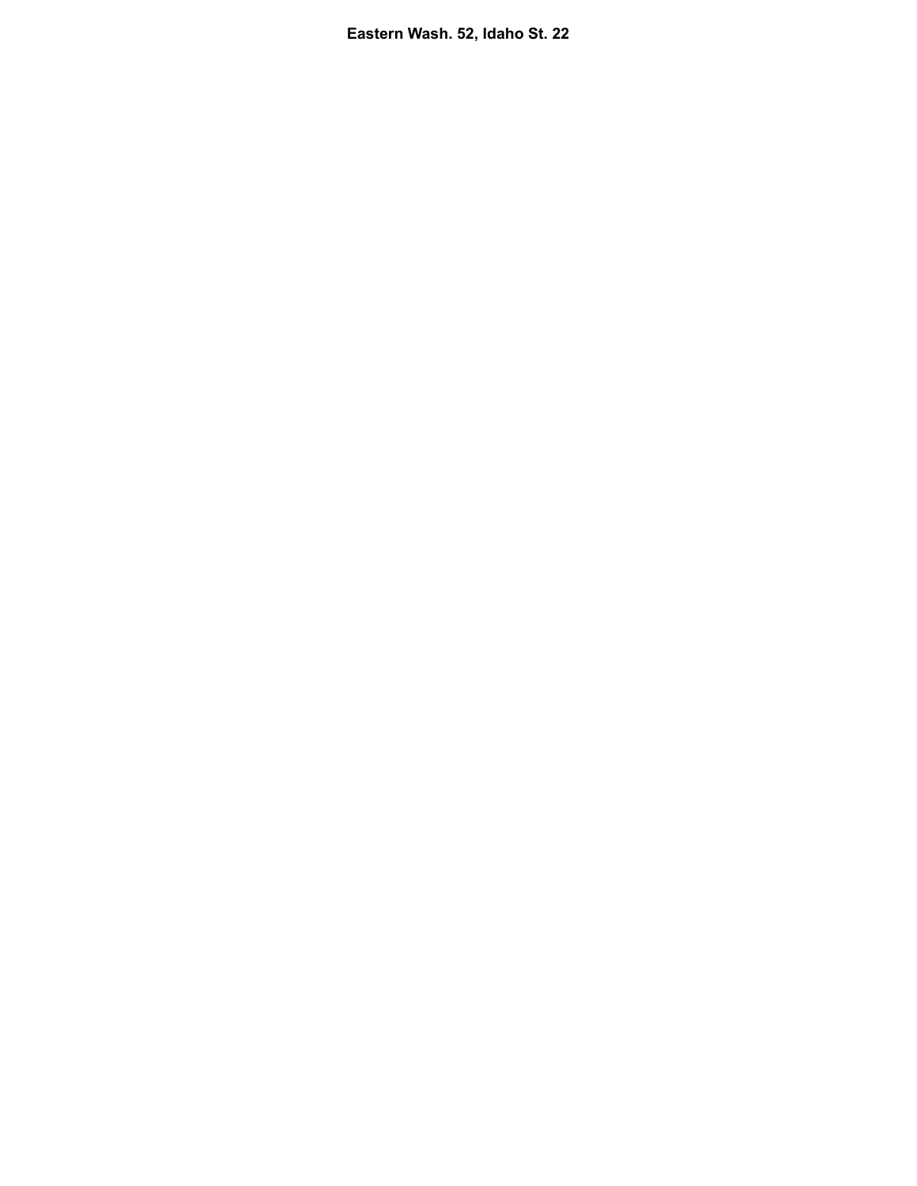**Eastern Wash. 52, Idaho St. 22**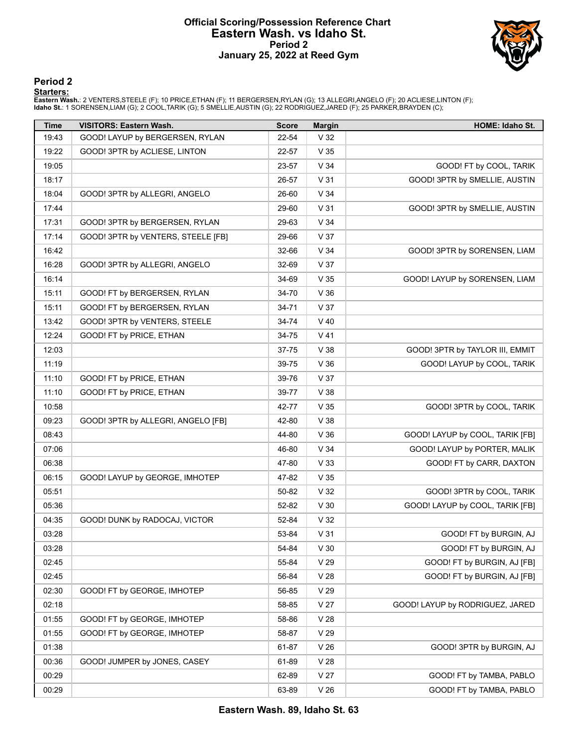# Official Scoring/Possession Reference Chart
# Eastern Wash. vs Idaho St.
## Period 2
## January 25, 2022 at Reed Gym

## Period 2

**Starters:**

**Eastern Wash.**: 2 VENTERS,STEELE (F); 10 PRICE,ETHAN (F); 11 BERGERSEN,RYLAN (G); 13 ALLEGRI,ANGELO (F); 20 ACLIESE,LINTON (F);
**Idaho St.**: 1 SORENSEN,LIAM (G); 2 COOL,TARIK (G); 5 SMELLIE,AUSTIN (G); 22 RODRIGUEZ,JARED (F); 25 PARKER,BRAYDEN (C);

| Time | VISITORS: Eastern Wash. | Score | Margin | HOME: Idaho St. |
|---|---|---|---|---|
| 19:43 | GOOD! LAYUP by BERGERSEN, RYLAN | 22-54 | V 32 | |
| 19:22 | GOOD! 3PTR by ACLIESE, LINTON | 22-57 | V 35 | |
| 19:05 | | 23-57 | V 34 | GOOD! FT by COOL, TARIK |
| 18:17 | | 26-57 | V 31 | GOOD! 3PTR by SMELLIE, AUSTIN |
| 18:04 | GOOD! 3PTR by ALLEGRI, ANGELO | 26-60 | V 34 | |
| 17:44 | | 29-60 | V 31 | GOOD! 3PTR by SMELLIE, AUSTIN |
| 17:31 | GOOD! 3PTR by BERGERSEN, RYLAN | 29-63 | V 34 | |
| 17:14 | GOOD! 3PTR by VENTERS, STEELE [FB] | 29-66 | V 37 | |
| 16:42 | | 32-66 | V 34 | GOOD! 3PTR by SORENSEN, LIAM |
| 16:28 | GOOD! 3PTR by ALLEGRI, ANGELO | 32-69 | V 37 | |
| 16:14 | | 34-69 | V 35 | GOOD! LAYUP by SORENSEN, LIAM |
| 15:11 | GOOD! FT by BERGERSEN, RYLAN | 34-70 | V 36 | |
| 15:11 | GOOD! FT by BERGERSEN, RYLAN | 34-71 | V 37 | |
| 13:42 | GOOD! 3PTR by VENTERS, STEELE | 34-74 | V 40 | |
| 12:24 | GOOD! FT by PRICE, ETHAN | 34-75 | V 41 | |
| 12:03 | | 37-75 | V 38 | GOOD! 3PTR by TAYLOR III, EMMIT |
| 11:19 | | 39-75 | V 36 | GOOD! LAYUP by COOL, TARIK |
| 11:10 | GOOD! FT by PRICE, ETHAN | 39-76 | V 37 | |
| 11:10 | GOOD! FT by PRICE, ETHAN | 39-77 | V 38 | |
| 10:58 | | 42-77 | V 35 | GOOD! 3PTR by COOL, TARIK |
| 09:23 | GOOD! 3PTR by ALLEGRI, ANGELO [FB] | 42-80 | V 38 | |
| 08:43 | | 44-80 | V 36 | GOOD! LAYUP by COOL, TARIK [FB] |
| 07:06 | | 46-80 | V 34 | GOOD! LAYUP by PORTER, MALIK |
| 06:38 | | 47-80 | V 33 | GOOD! FT by CARR, DAXTON |
| 06:15 | GOOD! LAYUP by GEORGE, IMHOTEP | 47-82 | V 35 | |
| 05:51 | | 50-82 | V 32 | GOOD! 3PTR by COOL, TARIK |
| 05:36 | | 52-82 | V 30 | GOOD! LAYUP by COOL, TARIK [FB] |
| 04:35 | GOOD! DUNK by RADOCAJ, VICTOR | 52-84 | V 32 | |
| 03:28 | | 53-84 | V 31 | GOOD! FT by BURGIN, AJ |
| 03:28 | | 54-84 | V 30 | GOOD! FT by BURGIN, AJ |
| 02:45 | | 55-84 | V 29 | GOOD! FT by BURGIN, AJ [FB] |
| 02:45 | | 56-84 | V 28 | GOOD! FT by BURGIN, AJ [FB] |
| 02:30 | GOOD! FT by GEORGE, IMHOTEP | 56-85 | V 29 | |
| 02:18 | | 58-85 | V 27 | GOOD! LAYUP by RODRIGUEZ, JARED |
| 01:55 | GOOD! FT by GEORGE, IMHOTEP | 58-86 | V 28 | |
| 01:55 | GOOD! FT by GEORGE, IMHOTEP | 58-87 | V 29 | |
| 01:38 | | 61-87 | V 26 | GOOD! 3PTR by BURGIN, AJ |
| 00:36 | GOOD! JUMPER by JONES, CASEY | 61-89 | V 28 | |
| 00:29 | | 62-89 | V 27 | GOOD! FT by TAMBA, PABLO |
| 00:29 | | 63-89 | V 26 | GOOD! FT by TAMBA, PABLO |

**Eastern Wash. 89, Idaho St. 63**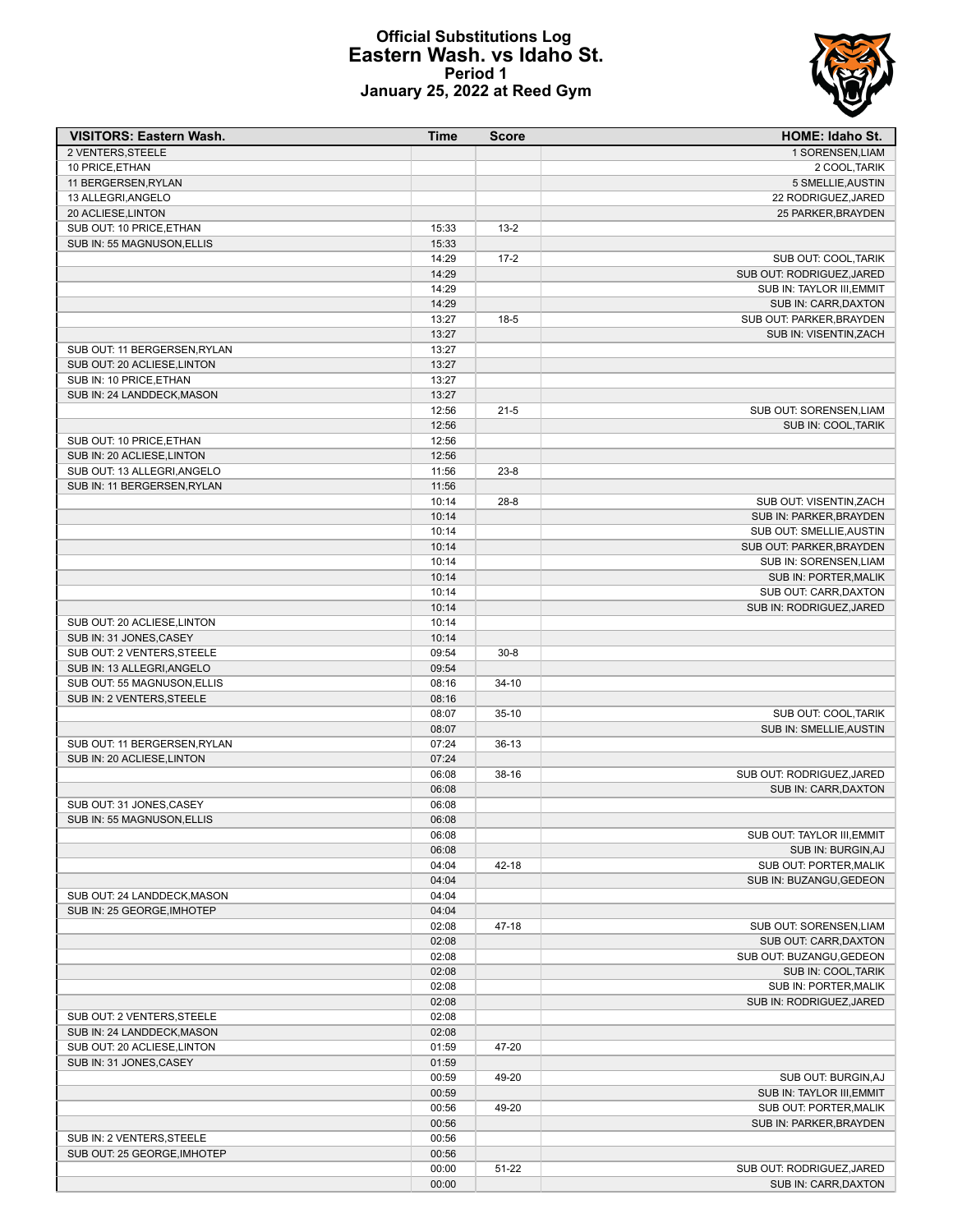# Official Substitutions Log
## Eastern Wash. vs Idaho St.
### Period 1
### January 25, 2022 at Reed Gym

| VISITORS: Eastern Wash. | Time | Score | HOME: Idaho St. |
|---|---|---|---|
| 2 VENTERS,STEELE | | | 1 SORENSEN,LIAM |
| 10 PRICE,ETHAN | | | 2 COOL,TARIK |
| 11 BERGERSEN,RYLAN | | | 5 SMELLIE,AUSTIN |
| 13 ALLEGRI,ANGELO | | | 22 RODRIGUEZ,JARED |
| 20 ACLIESE,LINTON | | | 25 PARKER,BRAYDEN |
| SUB OUT: 10 PRICE,ETHAN | 15:33 | 13-2 | |
| SUB IN: 55 MAGNUSON,ELLIS | 15:33 | | |
| | 14:29 | 17-2 | SUB OUT: COOL,TARIK |
| | 14:29 | | SUB OUT: RODRIGUEZ,JARED |
| | 14:29 | | SUB IN: TAYLOR III,EMMIT |
| | 14:29 | | SUB IN: CARR,DAXTON |
| | 13:27 | 18-5 | SUB OUT: PARKER,BRAYDEN |
| | 13:27 | | SUB IN: VISENTIN,ZACH |
| SUB OUT: 11 BERGERSEN,RYLAN | 13:27 | | |
| SUB OUT: 20 ACLIESE,LINTON | 13:27 | | |
| SUB IN: 10 PRICE,ETHAN | 13:27 | | |
| SUB IN: 24 LANDDECK,MASON | 13:27 | | |
| | 12:56 | 21-5 | SUB OUT: SORENSEN,LIAM |
| | 12:56 | | SUB IN: COOL,TARIK |
| SUB OUT: 10 PRICE,ETHAN | 12:56 | | |
| SUB IN: 20 ACLIESE,LINTON | 12:56 | | |
| SUB OUT: 13 ALLEGRI,ANGELO | 11:56 | 23-8 | |
| SUB IN: 11 BERGERSEN,RYLAN | 11:56 | | |
| | 10:14 | 28-8 | SUB OUT: VISENTIN,ZACH |
| | 10:14 | | SUB IN: PARKER,BRAYDEN |
| | 10:14 | | SUB OUT: SMELLIE,AUSTIN |
| | 10:14 | | SUB OUT: PARKER,BRAYDEN |
| | 10:14 | | SUB IN: SORENSEN,LIAM |
| | 10:14 | | SUB IN: PORTER,MALIK |
| | 10:14 | | SUB OUT: CARR,DAXTON |
| | 10:14 | | SUB IN: RODRIGUEZ,JARED |
| SUB OUT: 20 ACLIESE,LINTON | 10:14 | | |
| SUB IN: 31 JONES,CASEY | 10:14 | | |
| SUB OUT: 2 VENTERS,STEELE | 09:54 | 30-8 | |
| SUB IN: 13 ALLEGRI,ANGELO | 09:54 | | |
| SUB OUT: 55 MAGNUSON,ELLIS | 08:16 | 34-10 | |
| SUB IN: 2 VENTERS,STEELE | 08:16 | | |
| | 08:07 | 35-10 | SUB OUT: COOL,TARIK |
| | 08:07 | | SUB IN: SMELLIE,AUSTIN |
| SUB OUT: 11 BERGERSEN,RYLAN | 07:24 | 36-13 | |
| SUB IN: 20 ACLIESE,LINTON | 07:24 | | |
| | 06:08 | 38-16 | SUB OUT: RODRIGUEZ,JARED |
| | 06:08 | | SUB IN: CARR,DAXTON |
| SUB OUT: 31 JONES,CASEY | 06:08 | | |
| SUB IN: 55 MAGNUSON,ELLIS | 06:08 | | |
| | 06:08 | | SUB OUT: TAYLOR III,EMMIT |
| | 06:08 | | SUB IN: BURGIN,AJ |
| | 04:04 | 42-18 | SUB OUT: PORTER,MALIK |
| | 04:04 | | SUB IN: BUZANGU,GEDEON |
| SUB OUT: 24 LANDDECK,MASON | 04:04 | | |
| SUB IN: 25 GEORGE,IMHOTEP | 04:04 | | |
| | 02:08 | 47-18 | SUB OUT: SORENSEN,LIAM |
| | 02:08 | | SUB OUT: CARR,DAXTON |
| | 02:08 | | SUB OUT: BUZANGU,GEDEON |
| | 02:08 | | SUB IN: COOL,TARIK |
| | 02:08 | | SUB IN: PORTER,MALIK |
| | 02:08 | | SUB IN: RODRIGUEZ,JARED |
| SUB OUT: 2 VENTERS,STEELE | 02:08 | | |
| SUB IN: 24 LANDDECK,MASON | 02:08 | | |
| SUB OUT: 20 ACLIESE,LINTON | 01:59 | 47-20 | |
| SUB IN: 31 JONES,CASEY | 01:59 | | |
| | 00:59 | 49-20 | SUB OUT: BURGIN,AJ |
| | 00:59 | | SUB IN: TAYLOR III,EMMIT |
| | 00:56 | 49-20 | SUB OUT: PORTER,MALIK |
| | 00:56 | | SUB IN: PARKER,BRAYDEN |
| SUB IN: 2 VENTERS,STEELE | 00:56 | | |
| SUB OUT: 25 GEORGE,IMHOTEP | 00:56 | | |
| | 00:00 | 51-22 | SUB OUT: RODRIGUEZ,JARED |
| | 00:00 | | SUB IN: CARR,DAXTON |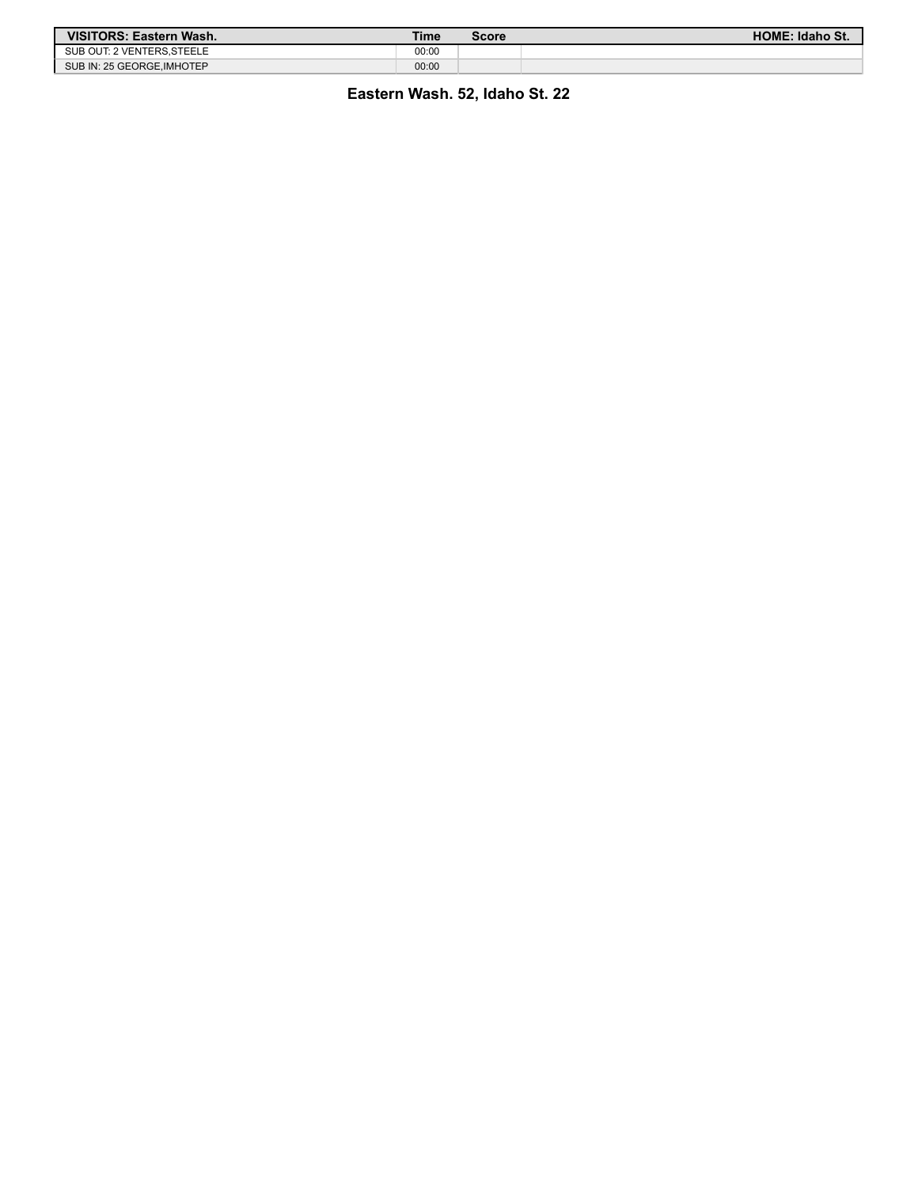| VISITORS: Eastern Wash. | Time | Score | HOME: Idaho St. |
| --- | --- | --- | --- |
| SUB OUT: 2 VENTERS,STEELE | 00:00 | | |
| SUB IN: 25 GEORGE,IMHOTEP | 00:00 | | |

**Eastern Wash. 52, Idaho St. 22**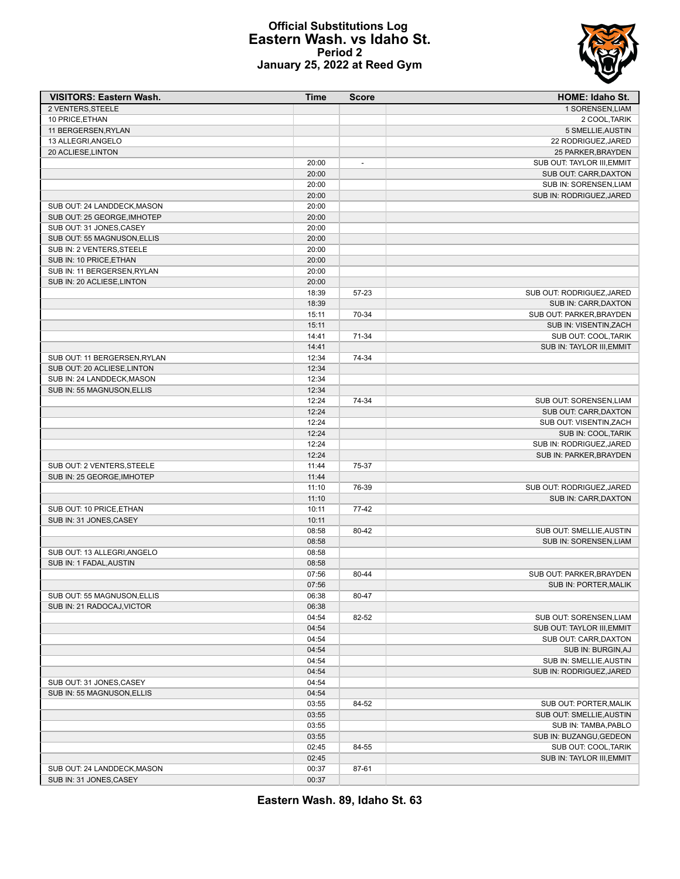# Official Substitutions Log
## Eastern Wash. vs Idaho St.
### Period 2
### January 25, 2022 at Reed Gym

| VISITORS: Eastern Wash. | Time | Score | HOME: Idaho St. |
|---|---|---|---|
| 2 VENTERS,STEELE | | | 1 SORENSEN,LIAM |
| 10 PRICE,ETHAN | | | 2 COOL,TARIK |
| 11 BERGERSEN,RYLAN | | | 5 SMELLIE,AUSTIN |
| 13 ALLEGRI,ANGELO | | | 22 RODRIGUEZ,JARED |
| 20 ACLIESE,LINTON | | | 25 PARKER,BRAYDEN |
| | 20:00 | - | SUB OUT: TAYLOR III,EMMIT |
| | 20:00 | | SUB OUT: CARR,DAXTON |
| | 20:00 | | SUB IN: SORENSEN,LIAM |
| | 20:00 | | SUB IN: RODRIGUEZ,JARED |
| SUB OUT: 24 LANDDECK,MASON | 20:00 | | |
| SUB OUT: 25 GEORGE,IMHOTEP | 20:00 | | |
| SUB OUT: 31 JONES,CASEY | 20:00 | | |
| SUB OUT: 55 MAGNUSON,ELLIS | 20:00 | | |
| SUB IN: 2 VENTERS,STEELE | 20:00 | | |
| SUB IN: 10 PRICE,ETHAN | 20:00 | | |
| SUB IN: 11 BERGERSEN,RYLAN | 20:00 | | |
| SUB IN: 20 ACLIESE,LINTON | 20:00 | | |
| | 18:39 | 57-23 | SUB OUT: RODRIGUEZ,JARED |
| | 18:39 | | SUB IN: CARR,DAXTON |
| | 15:11 | 70-34 | SUB OUT: PARKER,BRAYDEN |
| | 15:11 | | SUB IN: VISENTIN,ZACH |
| | 14:41 | 71-34 | SUB OUT: COOL,TARIK |
| | 14:41 | | SUB IN: TAYLOR III,EMMIT |
| SUB OUT: 11 BERGERSEN,RYLAN | 12:34 | 74-34 | |
| SUB OUT: 20 ACLIESE,LINTON | 12:34 | | |
| SUB IN: 24 LANDDECK,MASON | 12:34 | | |
| SUB IN: 55 MAGNUSON,ELLIS | 12:34 | | |
| | 12:24 | 74-34 | SUB OUT: SORENSEN,LIAM |
| | 12:24 | | SUB OUT: CARR,DAXTON |
| | 12:24 | | SUB OUT: VISENTIN,ZACH |
| | 12:24 | | SUB IN: COOL,TARIK |
| | 12:24 | | SUB IN: RODRIGUEZ,JARED |
| | 12:24 | | SUB IN: PARKER,BRAYDEN |
| SUB OUT: 2 VENTERS,STEELE | 11:44 | 75-37 | |
| SUB IN: 25 GEORGE,IMHOTEP | 11:44 | | |
| | 11:10 | 76-39 | SUB OUT: RODRIGUEZ,JARED |
| | 11:10 | | SUB IN: CARR,DAXTON |
| SUB OUT: 10 PRICE,ETHAN | 10:11 | 77-42 | |
| SUB IN: 31 JONES,CASEY | 10:11 | | |
| | 08:58 | 80-42 | SUB OUT: SMELLIE,AUSTIN |
| | 08:58 | | SUB IN: SORENSEN,LIAM |
| SUB OUT: 13 ALLEGRI,ANGELO | 08:58 | | |
| SUB IN: 1 FADAL,AUSTIN | 08:58 | | |
| | 07:56 | 80-44 | SUB OUT: PARKER,BRAYDEN |
| | 07:56 | | SUB IN: PORTER,MALIK |
| SUB OUT: 55 MAGNUSON,ELLIS | 06:38 | 80-47 | |
| SUB IN: 21 RADOCAJ,VICTOR | 06:38 | | |
| | 04:54 | 82-52 | SUB OUT: SORENSEN,LIAM |
| | 04:54 | | SUB OUT: TAYLOR III,EMMIT |
| | 04:54 | | SUB OUT: CARR,DAXTON |
| | 04:54 | | SUB IN: BURGIN,AJ |
| | 04:54 | | SUB IN: SMELLIE,AUSTIN |
| | 04:54 | | SUB IN: RODRIGUEZ,JARED |
| SUB OUT: 31 JONES,CASEY | 04:54 | | |
| SUB IN: 55 MAGNUSON,ELLIS | 04:54 | | |
| | 03:55 | 84-52 | SUB OUT: PORTER,MALIK |
| | 03:55 | | SUB OUT: SMELLIE,AUSTIN |
| | 03:55 | | SUB IN: TAMBA,PABLO |
| | 03:55 | | SUB IN: BUZANGU,GEDEON |
| | 02:45 | 84-55 | SUB OUT: COOL,TARIK |
| | 02:45 | | SUB IN: TAYLOR III,EMMIT |
| SUB OUT: 24 LANDDECK,MASON | 00:37 | 87-61 | |
| SUB IN: 31 JONES,CASEY | 00:37 | | |

**Eastern Wash. 89, Idaho St. 63**